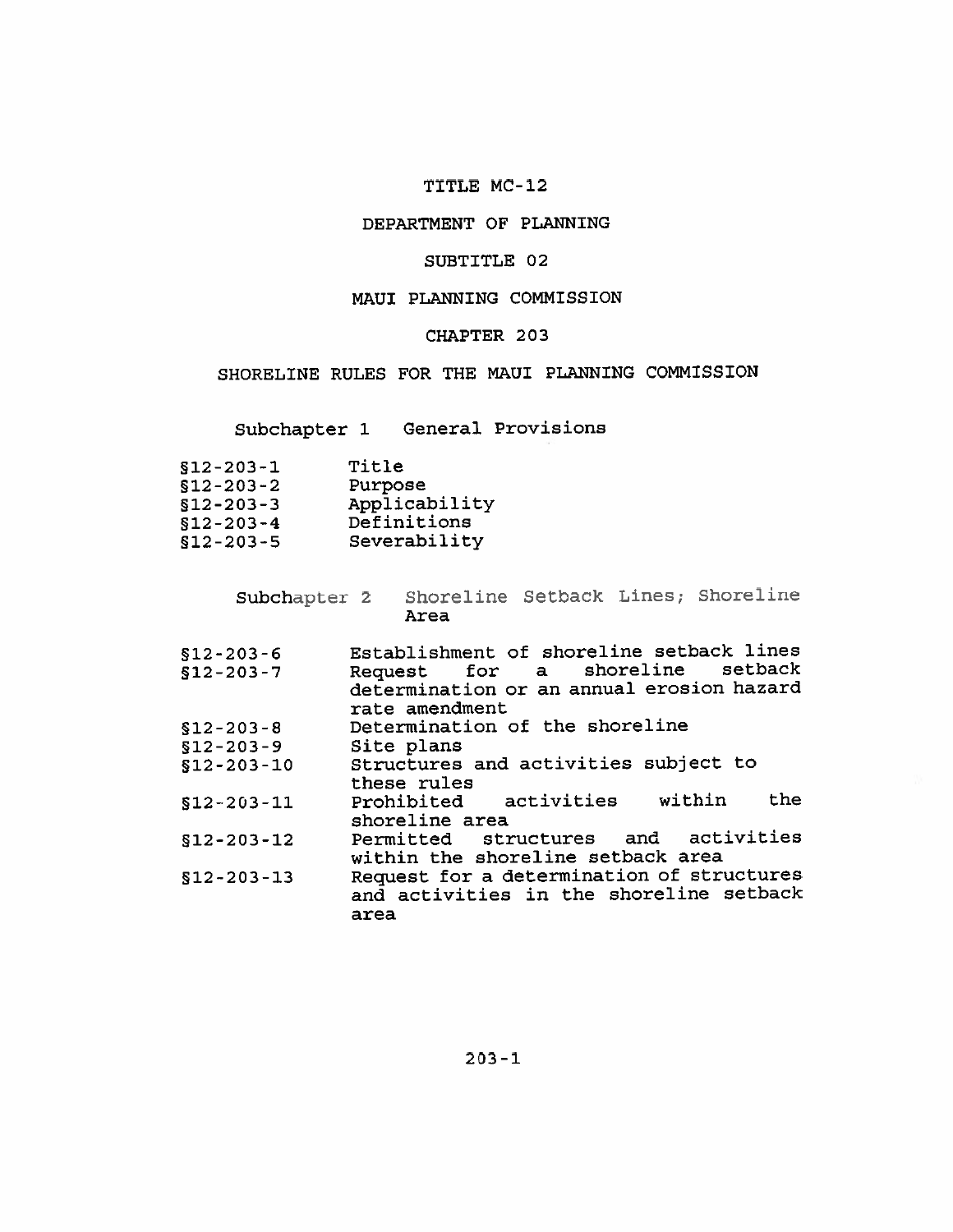# TITLE MC-12

## DEPARTMENT OF PLANNING

## SUBTITLE 02

## MAUI PLANNING COMMISSION

## CHAPTER 203

## SHORELINE RULES FOR THE MAUI PLANNING COMMISSION

### Subchapter 1 General Provisions

§12-203-1 Title
§12-203-2 Purpose
§12-203-3 Applicability
§12-203-4 Definitions
§12-203-5 Severability

### Subchapter 2 Shoreline Setback Lines; Shoreline Area

§12-203-6 Establishment of shoreline setback lines
§12-203-7 Request for a shoreline setback determination or an annual erosion hazard rate amendment
§12-203-8 Determination of the shoreline
§12-203-9 Site plans
§12-203-10 Structures and activities subject to these rules
§12-203-11 Prohibited activities within the shoreline area
§12-203-12 Permitted structures and activities within the shoreline setback area
§12-203-13 Request for a determination of structures and activities in the shoreline setback area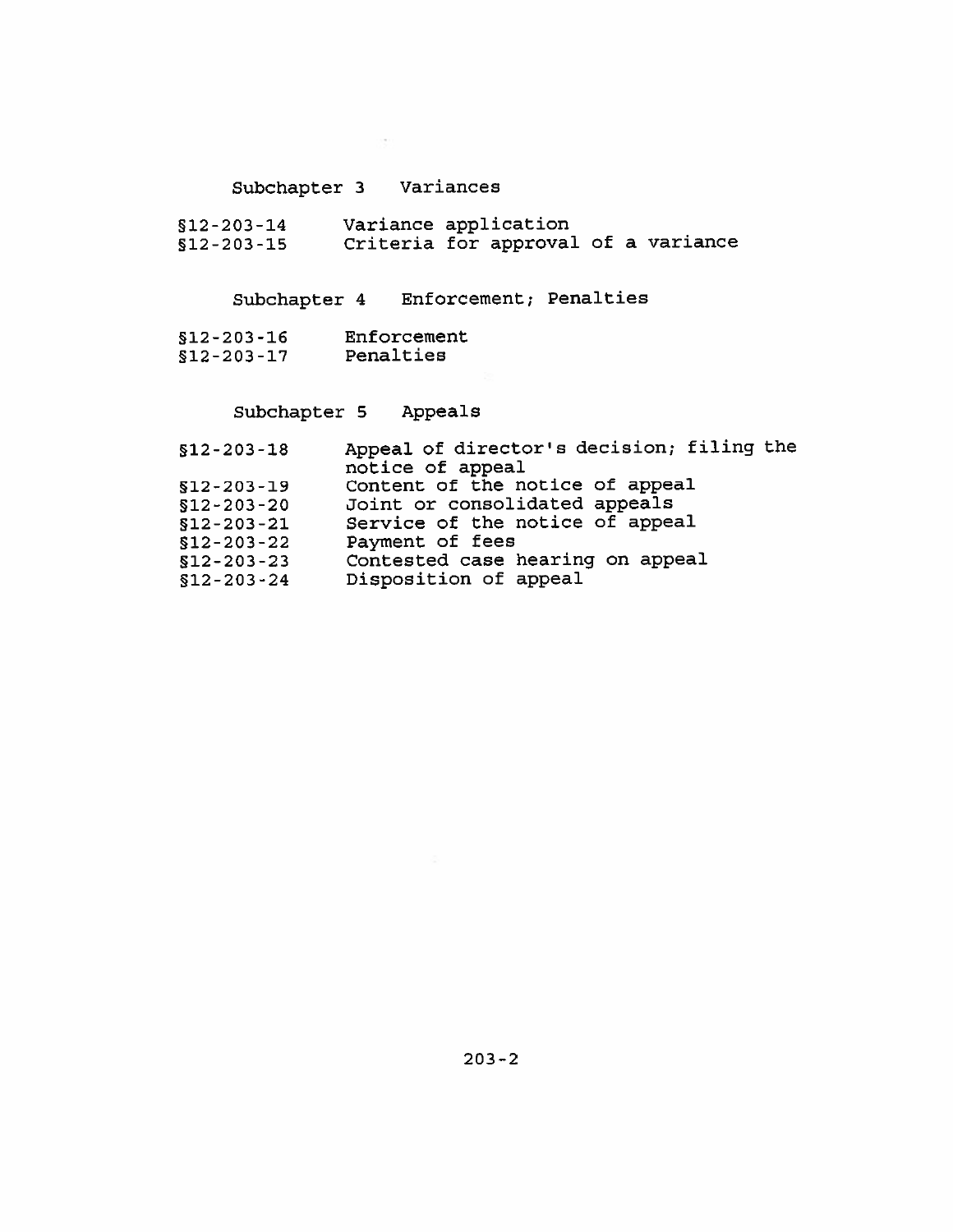Subchapter 3 Variances

§12-203-14 Variance application
§12-203-15 Criteria for approval of a variance

Subchapter 4 Enforcement; Penalties

§12-203-16 Enforcement
§12-203-17 Penalties

Subchapter 5 Appeals

§12-203-18 Appeal of director's decision; filing the notice of appeal
§12-203-19 Content of the notice of appeal
§12-203-20 Joint or consolidated appeals
§12-203-21 Service of the notice of appeal
§12-203-22 Payment of fees
§12-203-23 Contested case hearing on appeal
§12-203-24 Disposition of appeal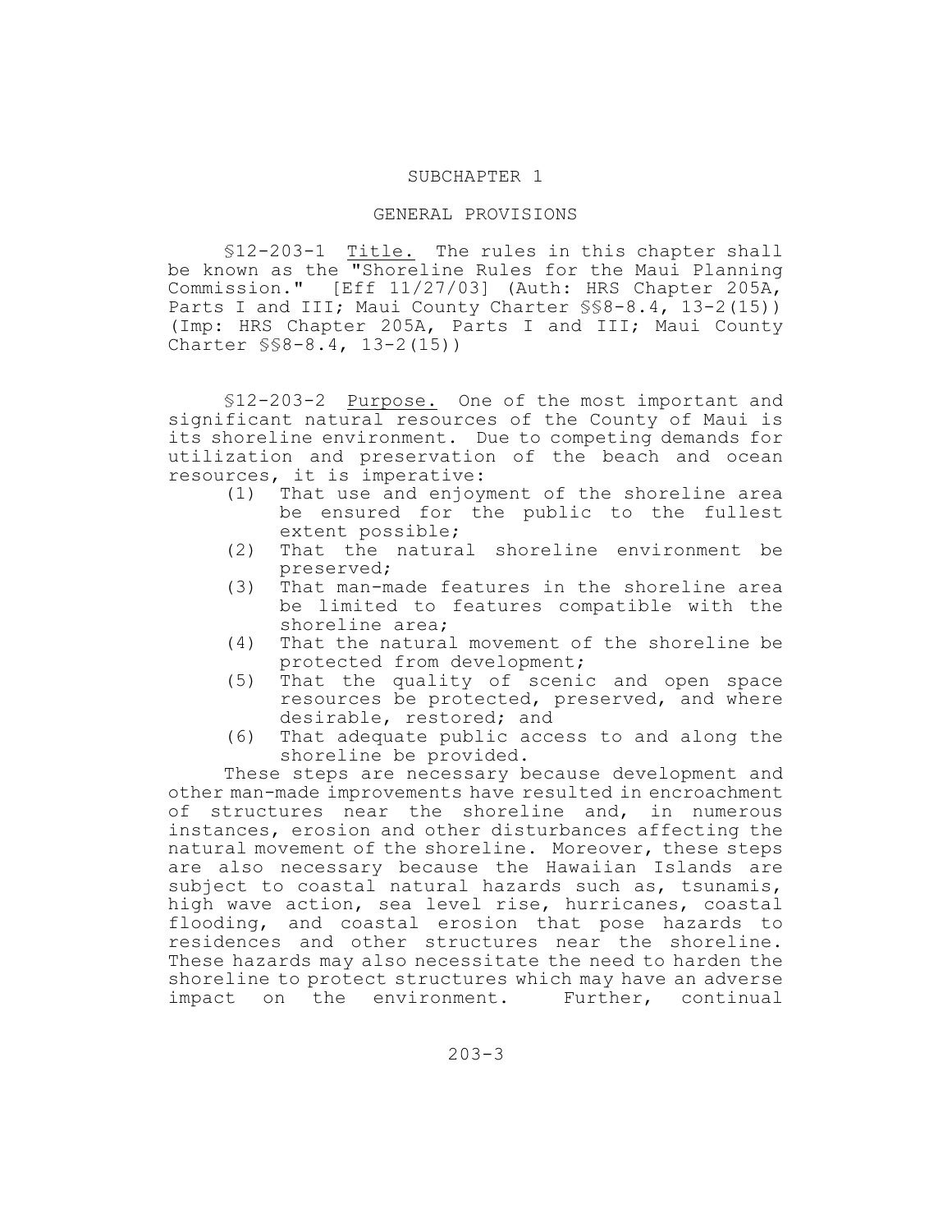## SUBCHAPTER 1

## GENERAL PROVISIONS

§12-203-1 Title. The rules in this chapter shall be known as the "Shoreline Rules for the Maui Planning Commission." [Eff 11/27/03] (Auth: HRS Chapter 205A, Parts I and III; Maui County Charter §§8-8.4, 13-2(15)) (Imp: HRS Chapter 205A, Parts I and III; Maui County Charter §§8-8.4, 13-2(15))

§12-203-2 Purpose. One of the most important and significant natural resources of the County of Maui is its shoreline environment. Due to competing demands for utilization and preservation of the beach and ocean resources, it is imperative:

(1) That use and enjoyment of the shoreline area be ensured for the public to the fullest extent possible;
(2) That the natural shoreline environment be preserved;
(3) That man-made features in the shoreline area be limited to features compatible with the shoreline area;
(4) That the natural movement of the shoreline be protected from development;
(5) That the quality of scenic and open space resources be protected, preserved, and where desirable, restored; and
(6) That adequate public access to and along the shoreline be provided.

These steps are necessary because development and other man-made improvements have resulted in encroachment of structures near the shoreline and, in numerous instances, erosion and other disturbances affecting the natural movement of the shoreline. Moreover, these steps are also necessary because the Hawaiian Islands are subject to coastal natural hazards such as, tsunamis, high wave action, sea level rise, hurricanes, coastal flooding, and coastal erosion that pose hazards to residences and other structures near the shoreline. These hazards may also necessitate the need to harden the shoreline to protect structures which may have an adverse impact on the environment. Further, continual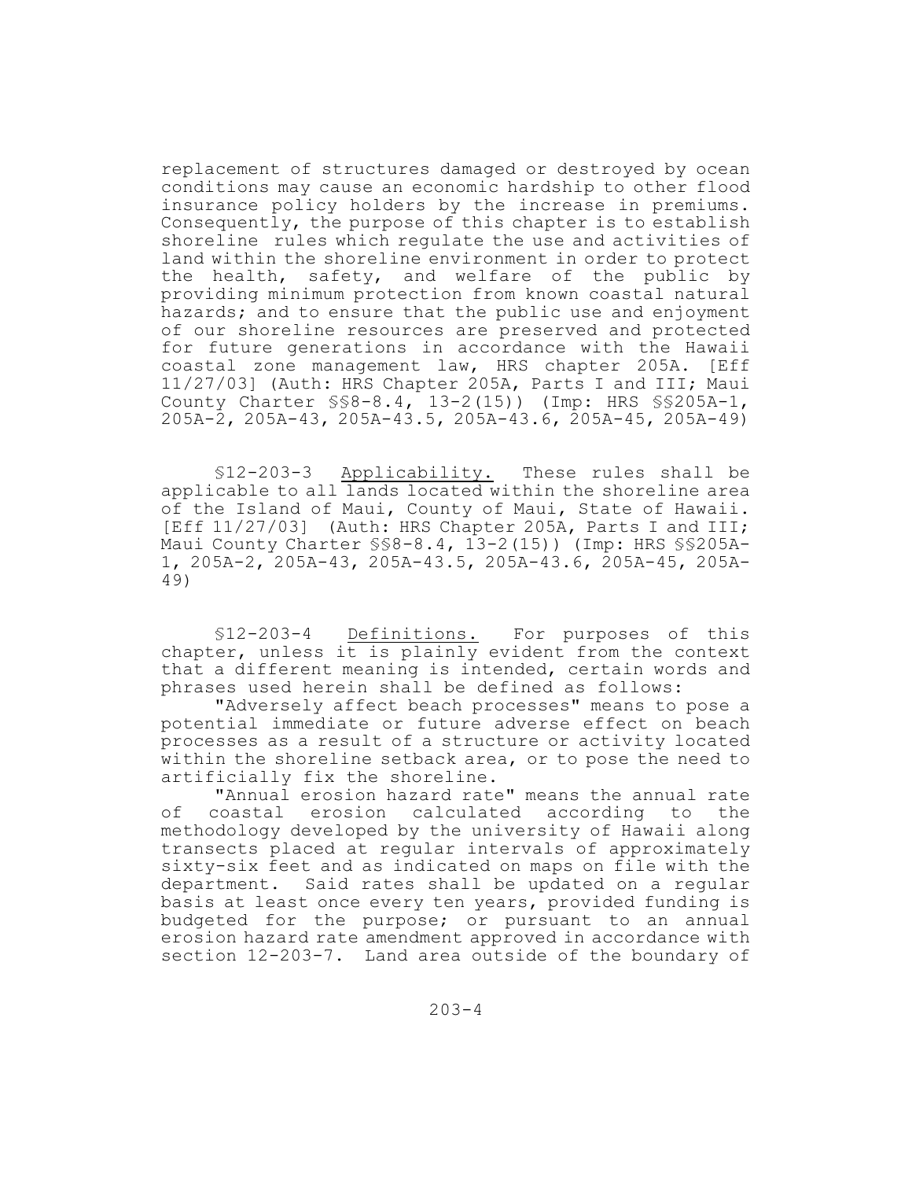replacement of structures damaged or destroyed by ocean conditions may cause an economic hardship to other flood insurance policy holders by the increase in premiums. Consequently, the purpose of this chapter is to establish shoreline rules which regulate the use and activities of land within the shoreline environment in order to protect the health, safety, and welfare of the public by providing minimum protection from known coastal natural hazards; and to ensure that the public use and enjoyment of our shoreline resources are preserved and protected for future generations in accordance with the Hawaii coastal zone management law, HRS chapter 205A. [Eff 11/27/03] (Auth: HRS Chapter 205A, Parts I and III; Maui County Charter §§8-8.4, 13-2(15)) (Imp: HRS §§205A-1, 205A-2, 205A-43, 205A-43.5, 205A-43.6, 205A-45, 205A-49)

§12-203-3 Applicability. These rules shall be applicable to all lands located within the shoreline area of the Island of Maui, County of Maui, State of Hawaii. [Eff 11/27/03] (Auth: HRS Chapter 205A, Parts I and III; Maui County Charter §§8-8.4, 13-2(15)) (Imp: HRS §§205A-1, 205A-2, 205A-43, 205A-43.5, 205A-43.6, 205A-45, 205A-49)

§12-203-4 Definitions. For purposes of this chapter, unless it is plainly evident from the context that a different meaning is intended, certain words and phrases used herein shall be defined as follows:

"Adversely affect beach processes" means to pose a potential immediate or future adverse effect on beach processes as a result of a structure or activity located within the shoreline setback area, or to pose the need to artificially fix the shoreline.

"Annual erosion hazard rate" means the annual rate of coastal erosion calculated according to the methodology developed by the university of Hawaii along transects placed at regular intervals of approximately sixty-six feet and as indicated on maps on file with the department. Said rates shall be updated on a regular basis at least once every ten years, provided funding is budgeted for the purpose; or pursuant to an annual erosion hazard rate amendment approved in accordance with section 12-203-7. Land area outside of the boundary of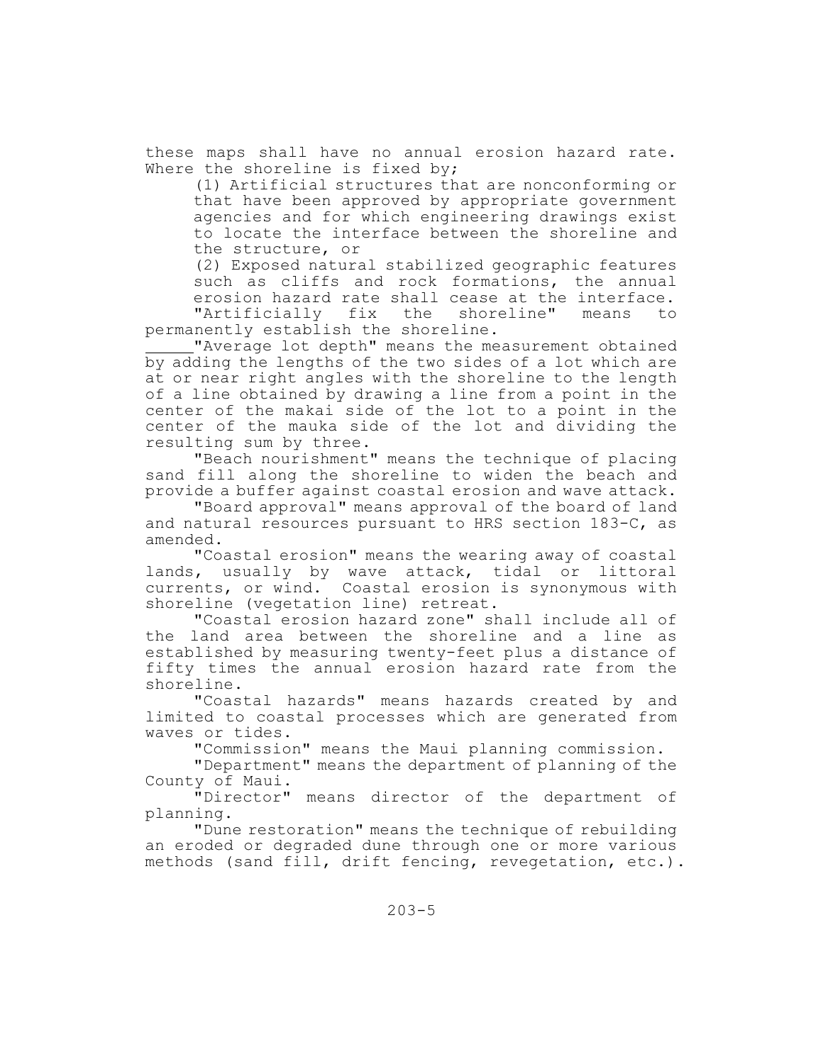these maps shall have no annual erosion hazard rate. Where the shoreline is fixed by;

(1) Artificial structures that are nonconforming or that have been approved by appropriate government agencies and for which engineering drawings exist to locate the interface between the shoreline and the structure, or

(2) Exposed natural stabilized geographic features such as cliffs and rock formations, the annual erosion hazard rate shall cease at the interface.

"Artificially fix the shoreline" means to permanently establish the shoreline.

"Average lot depth" means the measurement obtained by adding the lengths of the two sides of a lot which are at or near right angles with the shoreline to the length of a line obtained by drawing a line from a point in the center of the makai side of the lot to a point in the center of the mauka side of the lot and dividing the resulting sum by three.

"Beach nourishment" means the technique of placing sand fill along the shoreline to widen the beach and provide a buffer against coastal erosion and wave attack.

"Board approval" means approval of the board of land and natural resources pursuant to HRS section 183-C, as amended.

"Coastal erosion" means the wearing away of coastal lands, usually by wave attack, tidal or littoral currents, or wind. Coastal erosion is synonymous with shoreline (vegetation line) retreat.

"Coastal erosion hazard zone" shall include all of the land area between the shoreline and a line as established by measuring twenty-feet plus a distance of fifty times the annual erosion hazard rate from the shoreline.

"Coastal hazards" means hazards created by and limited to coastal processes which are generated from waves or tides.

"Commission" means the Maui planning commission.

"Department" means the department of planning of the County of Maui.

"Director" means director of the department of planning.

"Dune restoration" means the technique of rebuilding an eroded or degraded dune through one or more various methods (sand fill, drift fencing, revegetation, etc.).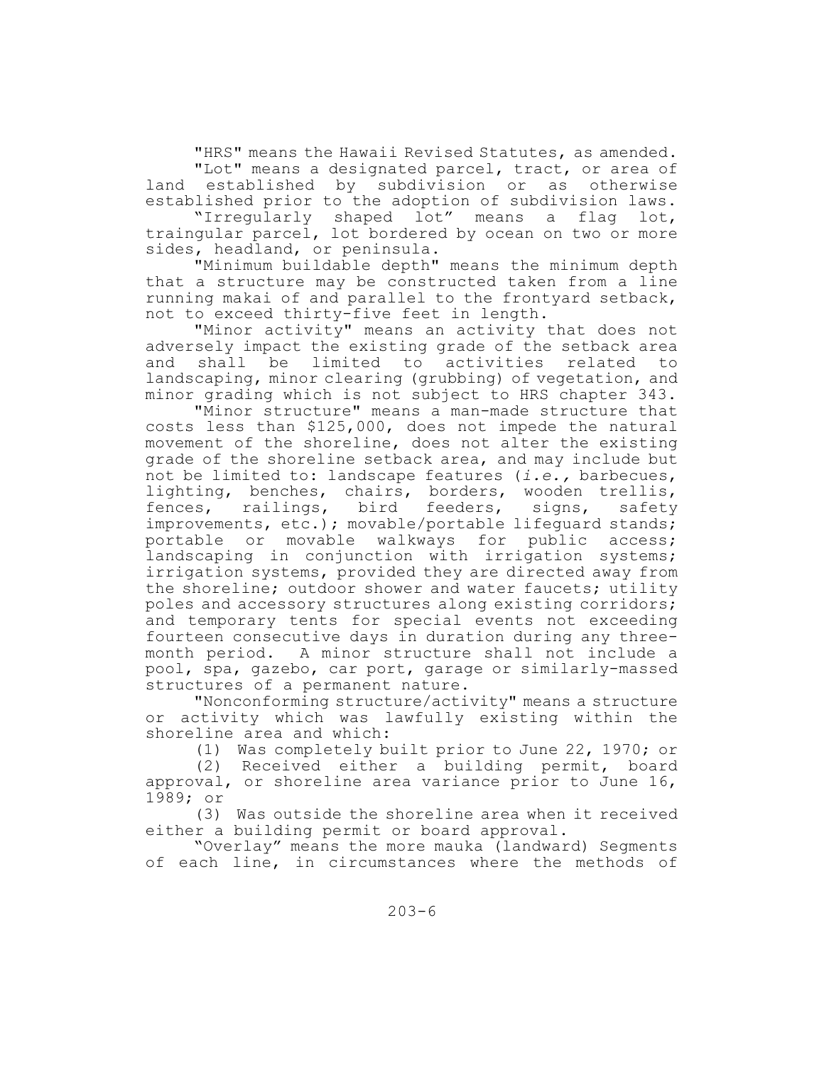"HRS" means the Hawaii Revised Statutes, as amended.

"Lot" means a designated parcel, tract, or area of land established by subdivision or as otherwise established prior to the adoption of subdivision laws.

"Irregularly shaped lot" means a flag lot, traingular parcel, lot bordered by ocean on two or more sides, headland, or peninsula.

"Minimum buildable depth" means the minimum depth that a structure may be constructed taken from a line running makai of and parallel to the frontyard setback, not to exceed thirty-five feet in length.

"Minor activity" means an activity that does not adversely impact the existing grade of the setback area and shall be limited to activities related to landscaping, minor clearing (grubbing) of vegetation, and minor grading which is not subject to HRS chapter 343.

"Minor structure" means a man-made structure that costs less than $125,000, does not impede the natural movement of the shoreline, does not alter the existing grade of the shoreline setback area, and may include but not be limited to: landscape features (*i.e.*, barbecues, lighting, benches, chairs, borders, wooden trellis, fences, railings, bird feeders, signs, safety improvements, etc.); movable/portable lifeguard stands; portable or movable walkways for public access; landscaping in conjunction with irrigation systems; irrigation systems, provided they are directed away from the shoreline; outdoor shower and water faucets; utility poles and accessory structures along existing corridors; and temporary tents for special events not exceeding fourteen consecutive days in duration during any three-month period. A minor structure shall not include a pool, spa, gazebo, car port, garage or similarly-massed structures of a permanent nature.

"Nonconforming structure/activity" means a structure or activity which was lawfully existing within the shoreline area and which:

(1) Was completely built prior to June 22, 1970; or

(2) Received either a building permit, board approval, or shoreline area variance prior to June 16, 1989; or

(3) Was outside the shoreline area when it received either a building permit or board approval.

"Overlay" means the more mauka (landward) Segments of each line, in circumstances where the methods of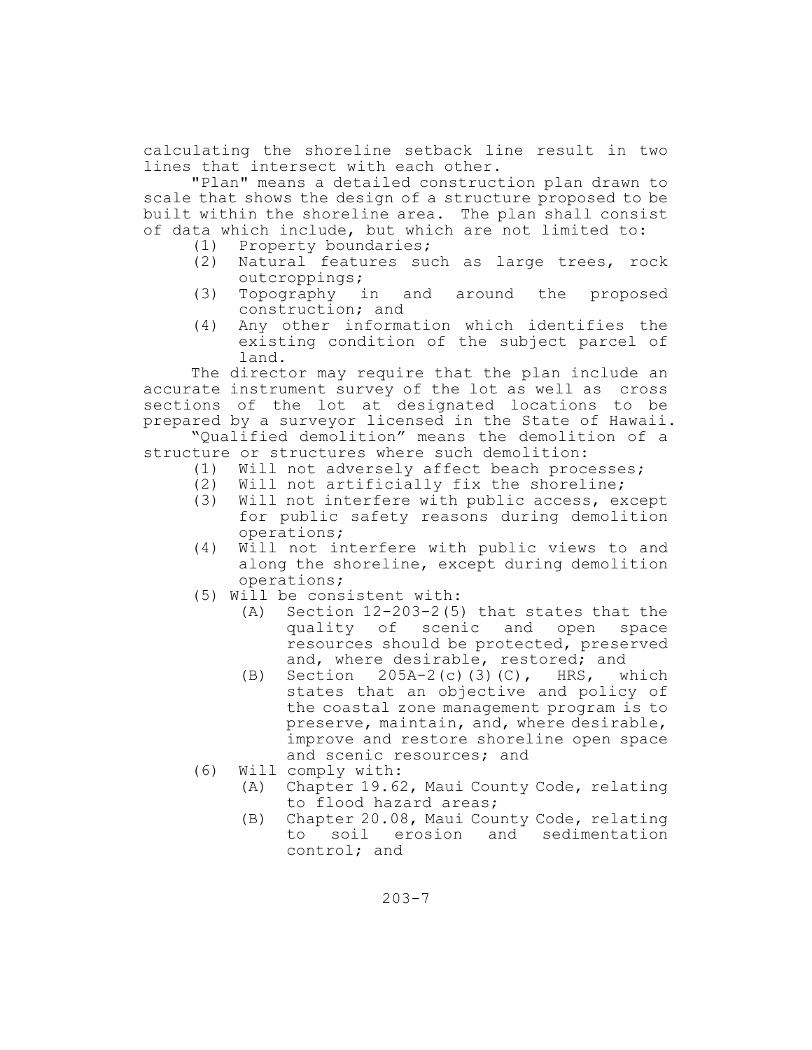calculating the shoreline setback line result in two lines that intersect with each other.

"Plan" means a detailed construction plan drawn to scale that shows the design of a structure proposed to be built within the shoreline area. The plan shall consist of data which include, but which are not limited to:

(1) Property boundaries;
(2) Natural features such as large trees, rock outcroppings;
(3) Topography in and around the proposed construction; and
(4) Any other information which identifies the existing condition of the subject parcel of land.

The director may require that the plan include an accurate instrument survey of the lot as well as cross sections of the lot at designated locations to be prepared by a surveyor licensed in the State of Hawaii.

"Qualified demolition" means the demolition of a structure or structures where such demolition:

(1) Will not adversely affect beach processes;
(2) Will not artificially fix the shoreline;
(3) Will not interfere with public access, except for public safety reasons during demolition operations;
(4) Will not interfere with public views to and along the shoreline, except during demolition operations;
(5) Will be consistent with:
   (A) Section 12-203-2(5) that states that the quality of scenic and open space resources should be protected, preserved and, where desirable, restored; and
   (B) Section 205A-2(c)(3)(C), HRS, which states that an objective and policy of the coastal zone management program is to preserve, maintain, and, where desirable, improve and restore shoreline open space and scenic resources; and
(6) Will comply with:
   (A) Chapter 19.62, Maui County Code, relating to flood hazard areas;
   (B) Chapter 20.08, Maui County Code, relating to soil erosion and sedimentation control; and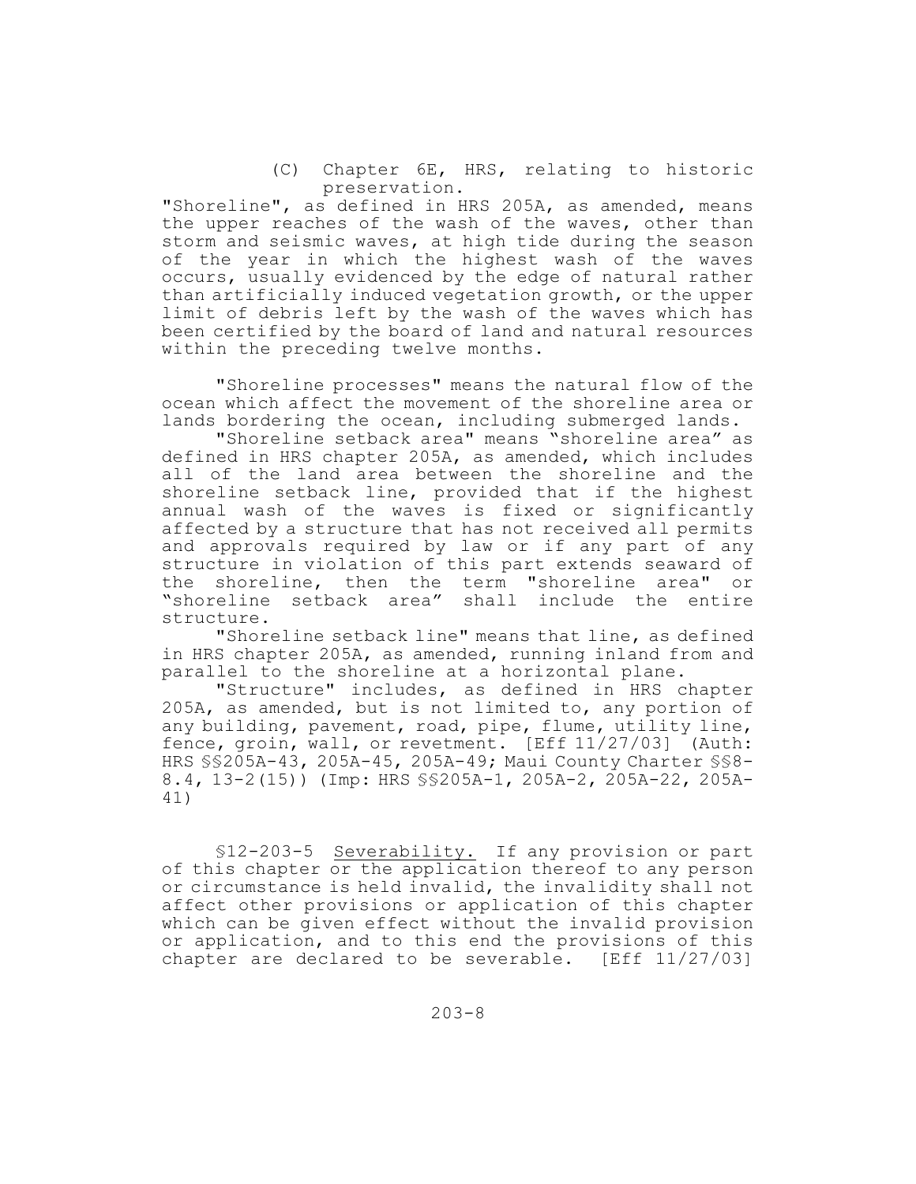(C) Chapter 6E, HRS, relating to historic preservation.

"Shoreline", as defined in HRS 205A, as amended, means the upper reaches of the wash of the waves, other than storm and seismic waves, at high tide during the season of the year in which the highest wash of the waves occurs, usually evidenced by the edge of natural rather than artificially induced vegetation growth, or the upper limit of debris left by the wash of the waves which has been certified by the board of land and natural resources within the preceding twelve months.

"Shoreline processes" means the natural flow of the ocean which affect the movement of the shoreline area or lands bordering the ocean, including submerged lands.

"Shoreline setback area" means "shoreline area" as defined in HRS chapter 205A, as amended, which includes all of the land area between the shoreline and the shoreline setback line, provided that if the highest annual wash of the waves is fixed or significantly affected by a structure that has not received all permits and approvals required by law or if any part of any structure in violation of this part extends seaward of the shoreline, then the term "shoreline area" or "shoreline setback area" shall include the entire structure.

"Shoreline setback line" means that line, as defined in HRS chapter 205A, as amended, running inland from and parallel to the shoreline at a horizontal plane.

"Structure" includes, as defined in HRS chapter 205A, as amended, but is not limited to, any portion of any building, pavement, road, pipe, flume, utility line, fence, groin, wall, or revetment. [Eff 11/27/03] (Auth: HRS §§205A-43, 205A-45, 205A-49; Maui County Charter §§8-8.4, 13-2(15)) (Imp: HRS §§205A-1, 205A-2, 205A-22, 205A-41)

§12-203-5 Severability. If any provision or part of this chapter or the application thereof to any person or circumstance is held invalid, the invalidity shall not affect other provisions or application of this chapter which can be given effect without the invalid provision or application, and to this end the provisions of this chapter are declared to be severable. [Eff 11/27/03]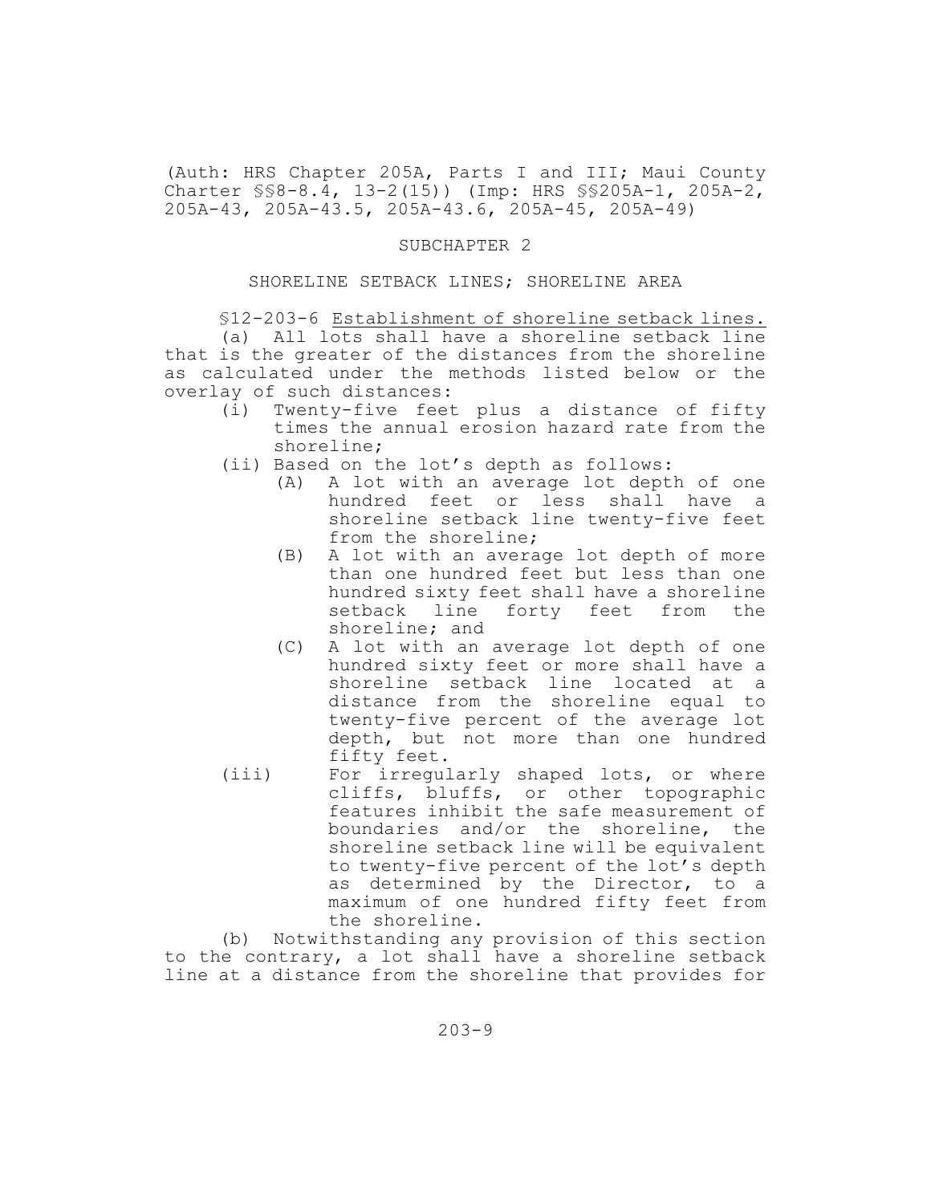(Auth: HRS Chapter 205A, Parts I and III; Maui County Charter §§8-8.4, 13-2(15)) (Imp: HRS §§205A-1, 205A-2, 205A-43, 205A-43.5, 205A-43.6, 205A-45, 205A-49)

## SUBCHAPTER 2

## SHORELINE SETBACK LINES; SHORELINE AREA

§12-203-6 Establishment of shoreline setback lines.

(a) All lots shall have a shoreline setback line that is the greater of the distances from the shoreline as calculated under the methods listed below or the overlay of such distances:

- (i) Twenty-five feet plus a distance of fifty times the annual erosion hazard rate from the shoreline;
- (ii) Based on the lot's depth as follows:
  - (A) A lot with an average lot depth of one hundred feet or less shall have a shoreline setback line twenty-five feet from the shoreline;
  - (B) A lot with an average lot depth of more than one hundred feet but less than one hundred sixty feet shall have a shoreline setback line forty feet from the shoreline; and
  - (C) A lot with an average lot depth of one hundred sixty feet or more shall have a shoreline setback line located at a distance from the shoreline equal to twenty-five percent of the average lot depth, but not more than one hundred fifty feet.
- (iii) For irregularly shaped lots, or where cliffs, bluffs, or other topographic features inhibit the safe measurement of boundaries and/or the shoreline, the shoreline setback line will be equivalent to twenty-five percent of the lot's depth as determined by the Director, to a maximum of one hundred fifty feet from the shoreline.

(b) Notwithstanding any provision of this section to the contrary, a lot shall have a shoreline setback line at a distance from the shoreline that provides for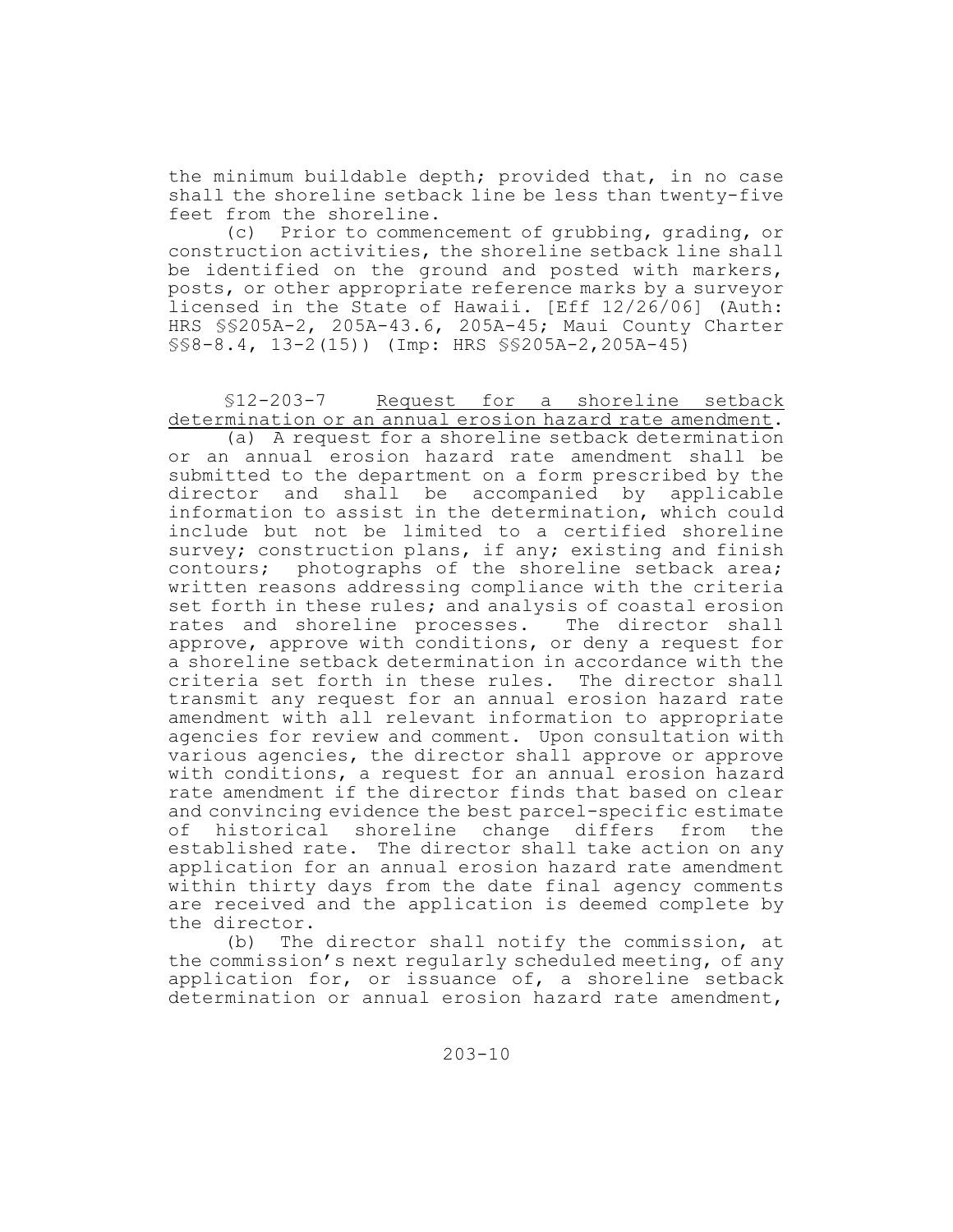the minimum buildable depth; provided that, in no case shall the shoreline setback line be less than twenty-five feet from the shoreline.

(c) Prior to commencement of grubbing, grading, or construction activities, the shoreline setback line shall be identified on the ground and posted with markers, posts, or other appropriate reference marks by a surveyor licensed in the State of Hawaii. [Eff 12/26/06] (Auth: HRS §§205A-2, 205A-43.6, 205A-45; Maui County Charter §§8-8.4, 13-2(15)) (Imp: HRS §§205A-2,205A-45)

§12-203-7 Request for a shoreline setback determination or an annual erosion hazard rate amendment.

(a) A request for a shoreline setback determination or an annual erosion hazard rate amendment shall be submitted to the department on a form prescribed by the director and shall be accompanied by applicable information to assist in the determination, which could include but not be limited to a certified shoreline survey; construction plans, if any; existing and finish contours; photographs of the shoreline setback area; written reasons addressing compliance with the criteria set forth in these rules; and analysis of coastal erosion rates and shoreline processes. The director shall approve, approve with conditions, or deny a request for a shoreline setback determination in accordance with the criteria set forth in these rules. The director shall transmit any request for an annual erosion hazard rate amendment with all relevant information to appropriate agencies for review and comment. Upon consultation with various agencies, the director shall approve or approve with conditions, a request for an annual erosion hazard rate amendment if the director finds that based on clear and convincing evidence the best parcel-specific estimate of historical shoreline change differs from the established rate. The director shall take action on any application for an annual erosion hazard rate amendment within thirty days from the date final agency comments are received and the application is deemed complete by the director.

(b) The director shall notify the commission, at the commission's next regularly scheduled meeting, of any application for, or issuance of, a shoreline setback determination or annual erosion hazard rate amendment,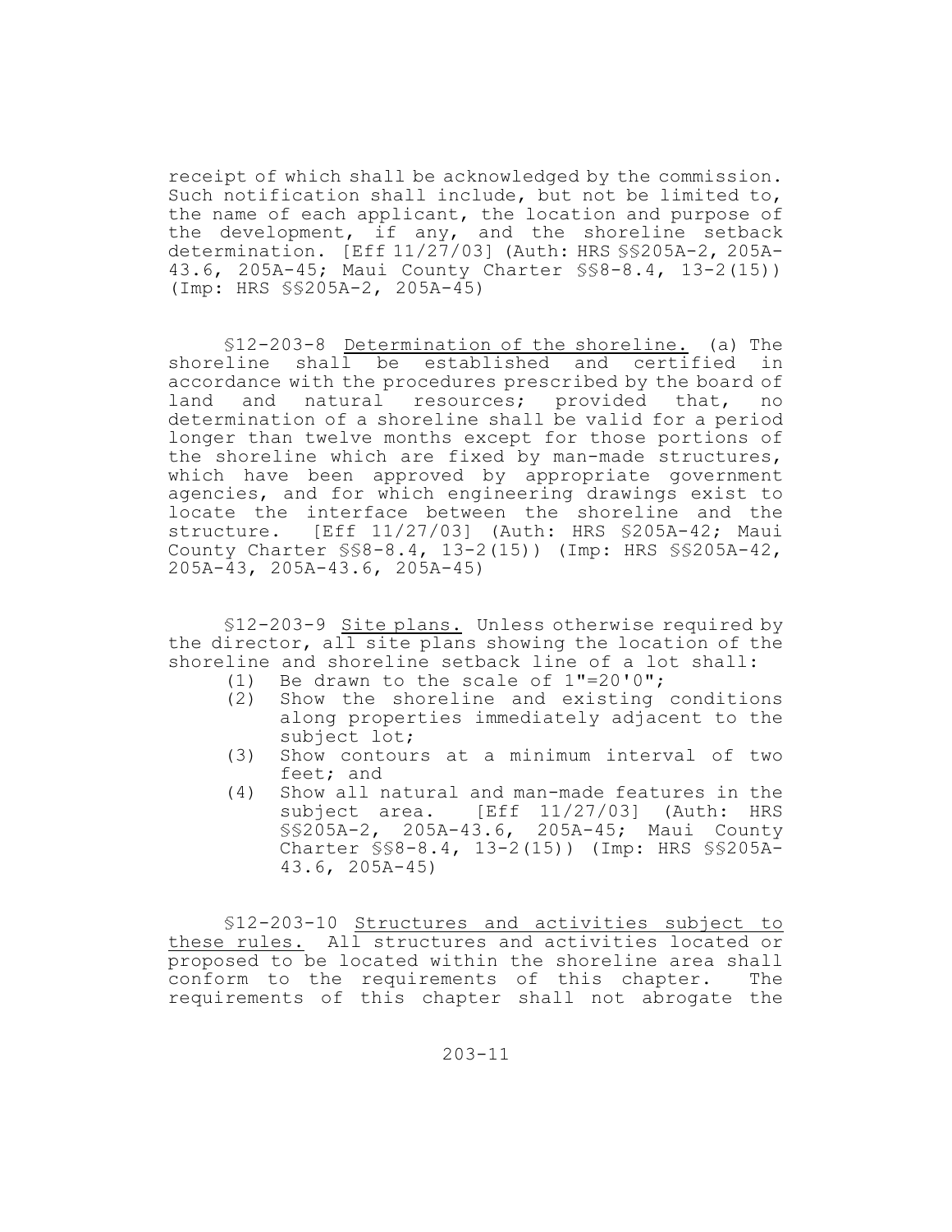receipt of which shall be acknowledged by the commission. Such notification shall include, but not be limited to, the name of each applicant, the location and purpose of the development, if any, and the shoreline setback determination. [Eff 11/27/03] (Auth: HRS §§205A-2, 205A-43.6, 205A-45; Maui County Charter §§8-8.4, 13-2(15)) (Imp: HRS §§205A-2, 205A-45)

§12-203-8 Determination of the shoreline. (a) The shoreline shall be established and certified in accordance with the procedures prescribed by the board of land and natural resources; provided that, no determination of a shoreline shall be valid for a period longer than twelve months except for those portions of the shoreline which are fixed by man-made structures, which have been approved by appropriate government agencies, and for which engineering drawings exist to locate the interface between the shoreline and the structure. [Eff 11/27/03] (Auth: HRS §205A-42; Maui County Charter §§8-8.4, 13-2(15)) (Imp: HRS §§205A-42, 205A-43, 205A-43.6, 205A-45)

§12-203-9 Site plans. Unless otherwise required by the director, all site plans showing the location of the shoreline and shoreline setback line of a lot shall:

(1) Be drawn to the scale of 1"=20'0";
(2) Show the shoreline and existing conditions along properties immediately adjacent to the subject lot;
(3) Show contours at a minimum interval of two feet; and
(4) Show all natural and man-made features in the subject area. [Eff 11/27/03] (Auth: HRS §§205A-2, 205A-43.6, 205A-45; Maui County Charter §§8-8.4, 13-2(15)) (Imp: HRS §§205A-43.6, 205A-45)

§12-203-10 Structures and activities subject to these rules. All structures and activities located or proposed to be located within the shoreline area shall conform to the requirements of this chapter. The requirements of this chapter shall not abrogate the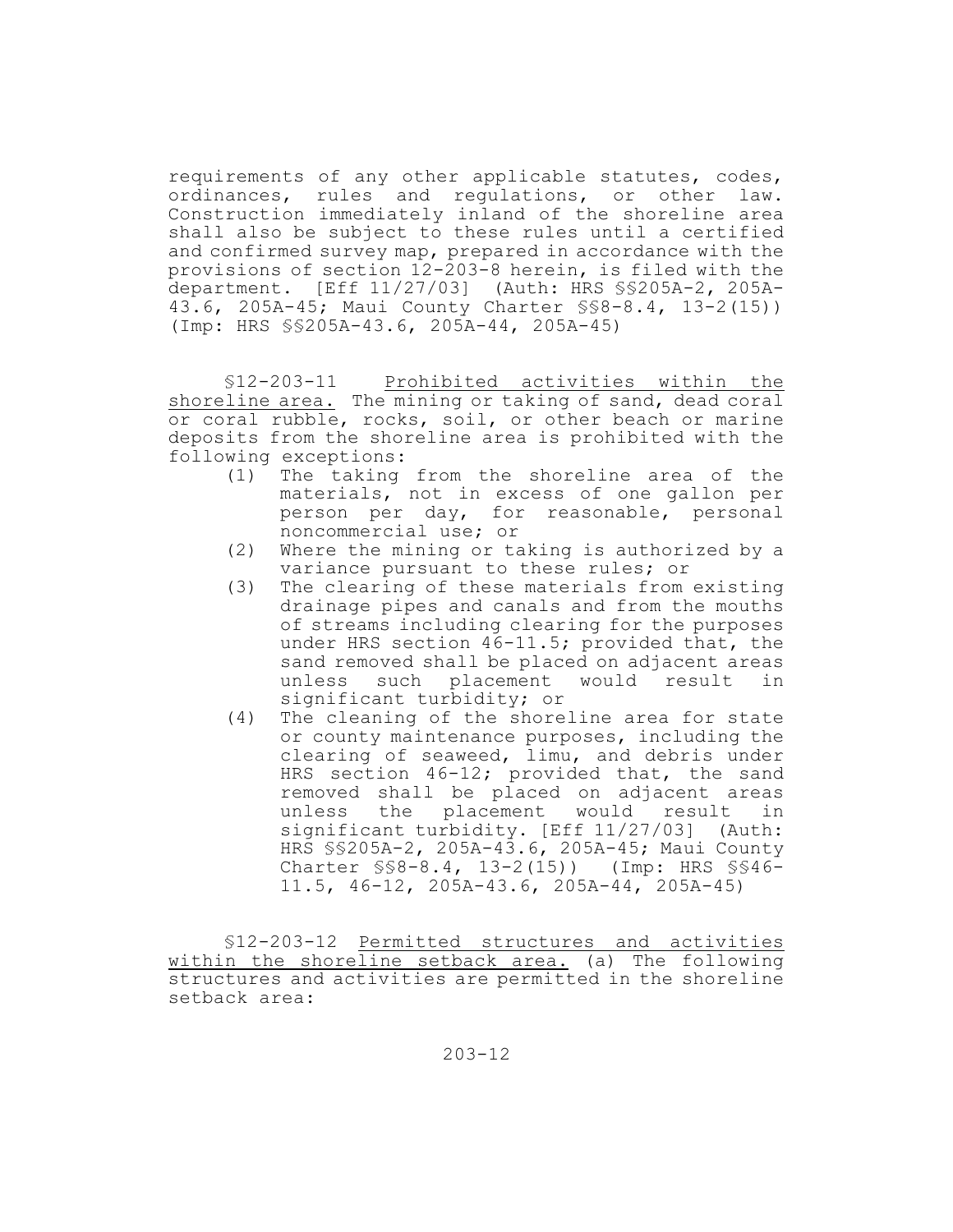requirements of any other applicable statutes, codes, ordinances, rules and regulations, or other law. Construction immediately inland of the shoreline area shall also be subject to these rules until a certified and confirmed survey map, prepared in accordance with the provisions of section 12-203-8 herein, is filed with the department. [Eff 11/27/03] (Auth: HRS §§205A-2, 205A-43.6, 205A-45; Maui County Charter §§8-8.4, 13-2(15)) (Imp: HRS §§205A-43.6, 205A-44, 205A-45)

§12-203-11 Prohibited activities within the shoreline area. The mining or taking of sand, dead coral or coral rubble, rocks, soil, or other beach or marine deposits from the shoreline area is prohibited with the following exceptions:

(1) The taking from the shoreline area of the materials, not in excess of one gallon per person per day, for reasonable, personal noncommercial use; or
(2) Where the mining or taking is authorized by a variance pursuant to these rules; or
(3) The clearing of these materials from existing drainage pipes and canals and from the mouths of streams including clearing for the purposes under HRS section 46-11.5; provided that, the sand removed shall be placed on adjacent areas unless such placement would result in significant turbidity; or
(4) The cleaning of the shoreline area for state or county maintenance purposes, including the clearing of seaweed, limu, and debris under HRS section 46-12; provided that, the sand removed shall be placed on adjacent areas unless the placement would result in significant turbidity. [Eff 11/27/03] (Auth: HRS §§205A-2, 205A-43.6, 205A-45; Maui County Charter §§8-8.4, 13-2(15)) (Imp: HRS §§46-11.5, 46-12, 205A-43.6, 205A-44, 205A-45)

§12-203-12 Permitted structures and activities within the shoreline setback area. (a) The following structures and activities are permitted in the shoreline setback area: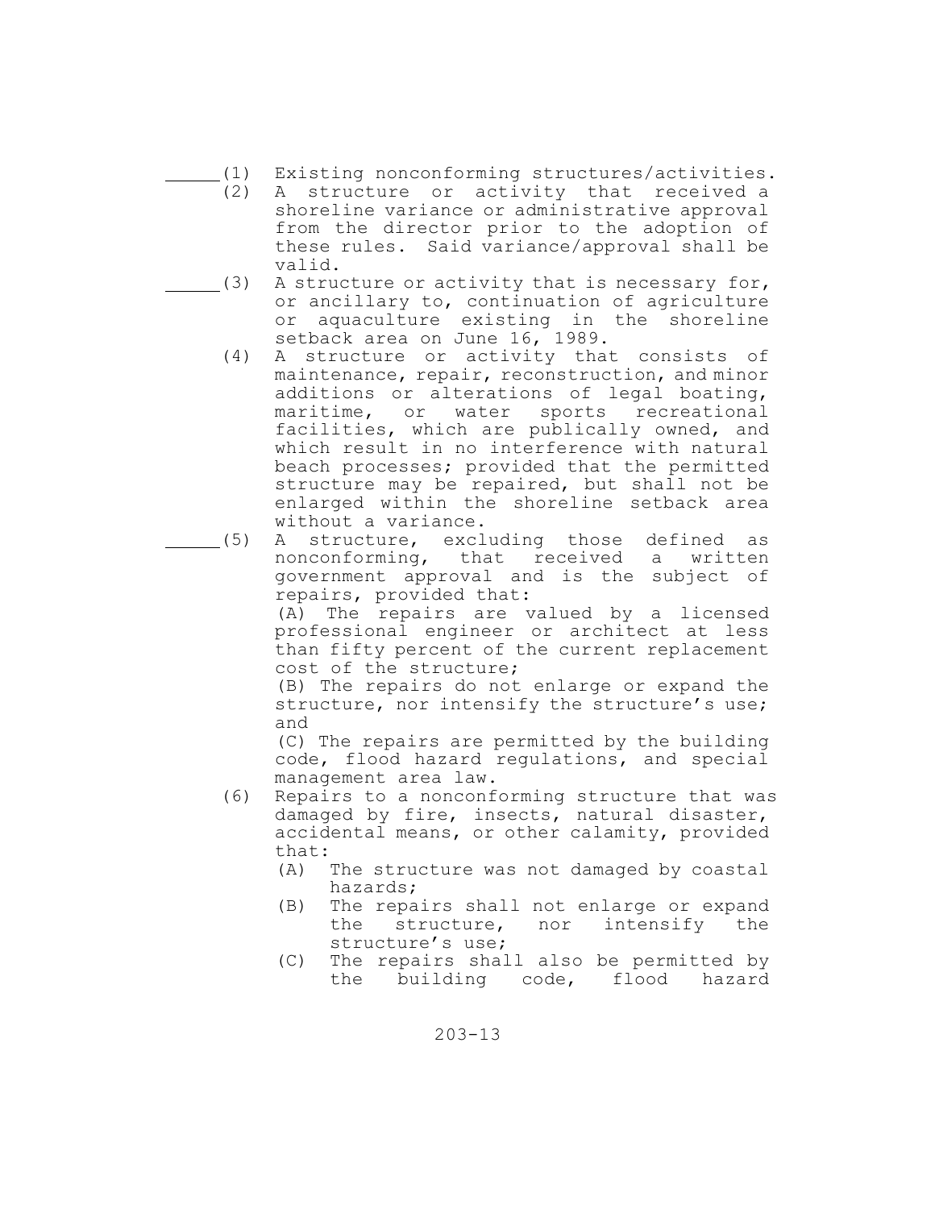_____(1) Existing nonconforming structures/activities.

(2) A structure or activity that received a shoreline variance or administrative approval from the director prior to the adoption of these rules. Said variance/approval shall be valid.

_____(3) A structure or activity that is necessary for, or ancillary to, continuation of agriculture or aquaculture existing in the shoreline setback area on June 16, 1989.

(4) A structure or activity that consists of maintenance, repair, reconstruction, and minor additions or alterations of legal boating, maritime, or water sports recreational facilities, which are publically owned, and which result in no interference with natural beach processes; provided that the permitted structure may be repaired, but shall not be enlarged within the shoreline setback area without a variance.

_____(5) A structure, excluding those defined as nonconforming, that received a written government approval and is the subject of repairs, provided that:

(A) The repairs are valued by a licensed professional engineer or architect at less than fifty percent of the current replacement cost of the structure;

(B) The repairs do not enlarge or expand the structure, nor intensify the structure's use; and

(C) The repairs are permitted by the building code, flood hazard regulations, and special management area law.

(6) Repairs to a nonconforming structure that was damaged by fire, insects, natural disaster, accidental means, or other calamity, provided that:

(A) The structure was not damaged by coastal hazards;

(B) The repairs shall not enlarge or expand the structure, nor intensify the structure's use;

(C) The repairs shall also be permitted by the building code, flood hazard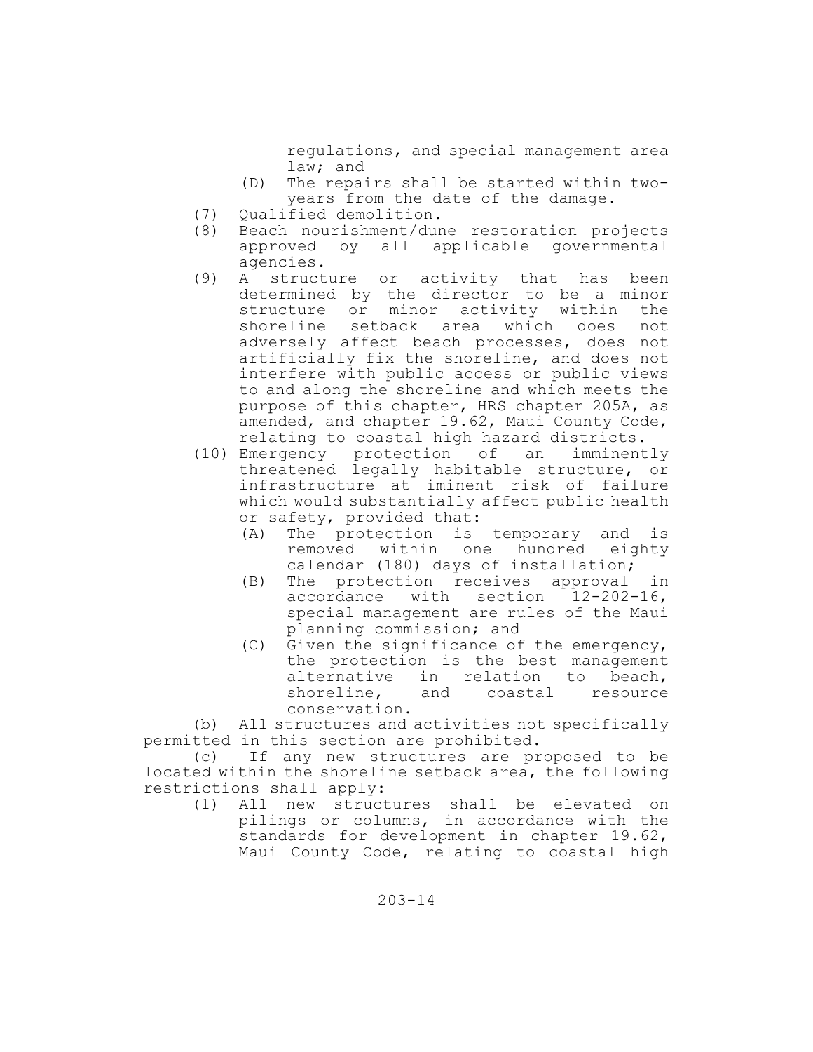regulations, and special management area law; and

   (D) The repairs shall be started within two-years from the date of the damage.

(7) Qualified demolition.

(8) Beach nourishment/dune restoration projects approved by all applicable governmental agencies.

(9) A structure or activity that has been determined by the director to be a minor structure or minor activity within the shoreline setback area which does not adversely affect beach processes, does not artificially fix the shoreline, and does not interfere with public access or public views to and along the shoreline and which meets the purpose of this chapter, HRS chapter 205A, as amended, and chapter 19.62, Maui County Code, relating to coastal high hazard districts.

(10) Emergency protection of an imminently threatened legally habitable structure, or infrastructure at iminent risk of failure which would substantially affect public health or safety, provided that:

   (A) The protection is temporary and is removed within one hundred eighty calendar (180) days of installation;

   (B) The protection receives approval in accordance with section 12-202-16, special management are rules of the Maui planning commission; and

   (C) Given the significance of the emergency, the protection is the best management alternative in relation to beach, shoreline, and coastal resource conservation.

(b) All structures and activities not specifically permitted in this section are prohibited.

(c) If any new structures are proposed to be located within the shoreline setback area, the following restrictions shall apply:

(1) All new structures shall be elevated on pilings or columns, in accordance with the standards for development in chapter 19.62, Maui County Code, relating to coastal high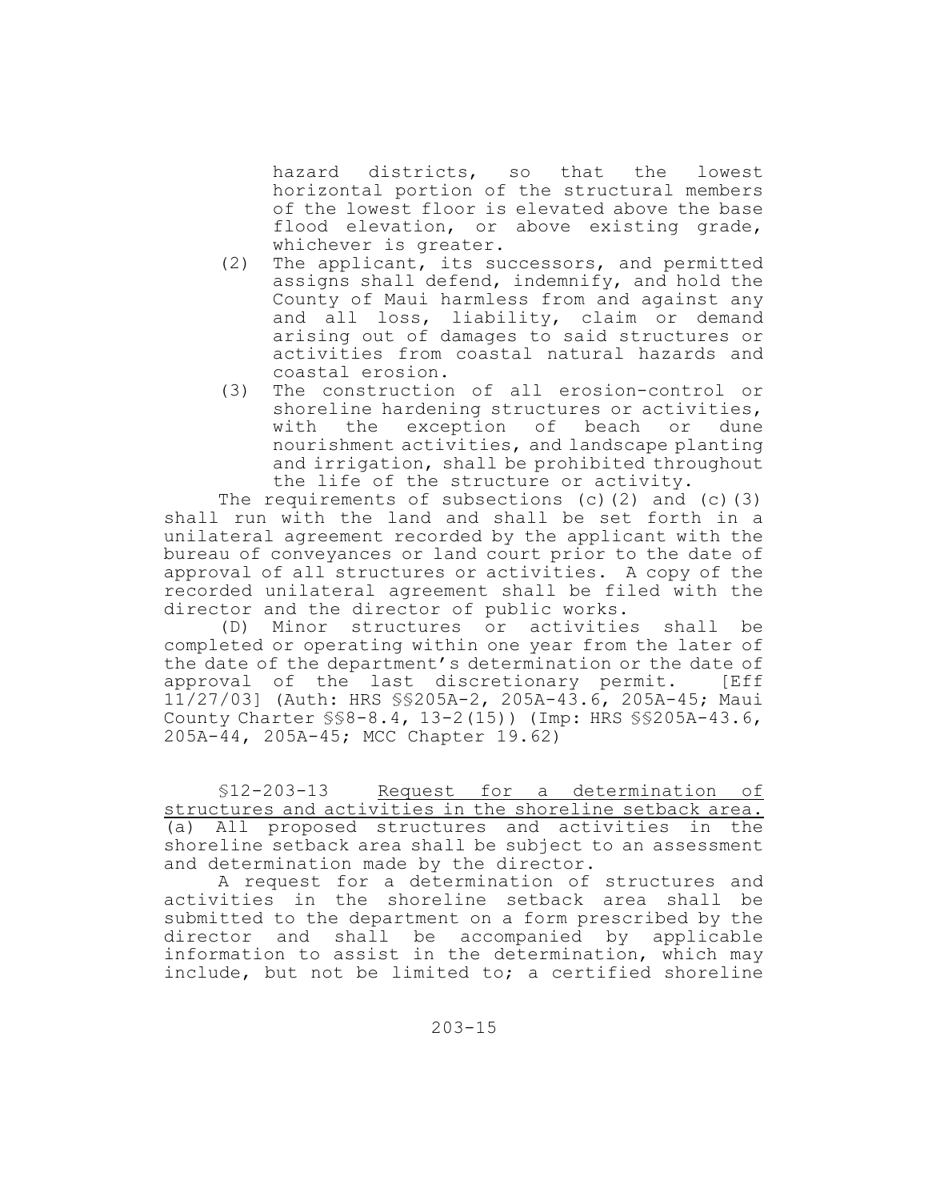hazard districts, so that the lowest horizontal portion of the structural members of the lowest floor is elevated above the base flood elevation, or above existing grade, whichever is greater.

(2) The applicant, its successors, and permitted assigns shall defend, indemnify, and hold the County of Maui harmless from and against any and all loss, liability, claim or demand arising out of damages to said structures or activities from coastal natural hazards and coastal erosion.

(3) The construction of all erosion-control or shoreline hardening structures or activities, with the exception of beach or dune nourishment activities, and landscape planting and irrigation, shall be prohibited throughout the life of the structure or activity.

The requirements of subsections (c)(2) and (c)(3) shall run with the land and shall be set forth in a unilateral agreement recorded by the applicant with the bureau of conveyances or land court prior to the date of approval of all structures or activities. A copy of the recorded unilateral agreement shall be filed with the director and the director of public works.

(D) Minor structures or activities shall be completed or operating within one year from the later of the date of the department's determination or the date of approval of the last discretionary permit. [Eff 11/27/03] (Auth: HRS §§205A-2, 205A-43.6, 205A-45; Maui County Charter §§8-8.4, 13-2(15)) (Imp: HRS §§205A-43.6, 205A-44, 205A-45; MCC Chapter 19.62)

§12-203-13 Request for a determination of structures and activities in the shoreline setback area. (a) All proposed structures and activities in the shoreline setback area shall be subject to an assessment and determination made by the director.

A request for a determination of structures and activities in the shoreline setback area shall be submitted to the department on a form prescribed by the director and shall be accompanied by applicable information to assist in the determination, which may include, but not be limited to; a certified shoreline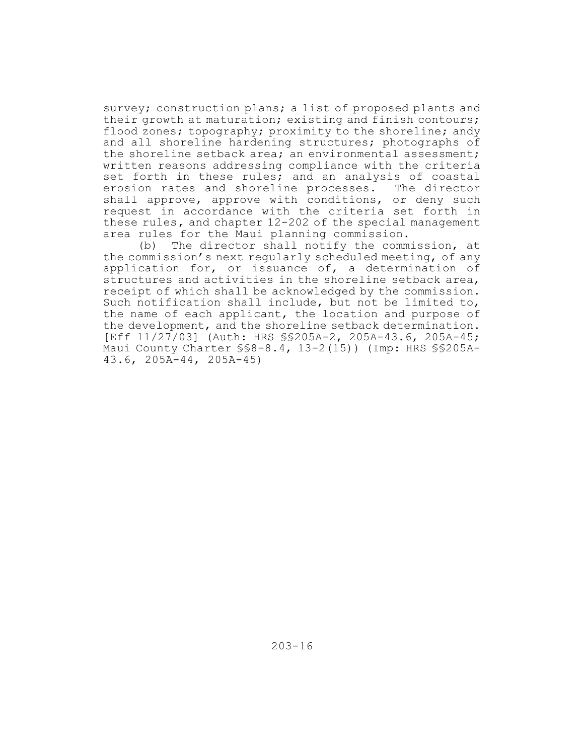survey; construction plans; a list of proposed plants and their growth at maturation; existing and finish contours; flood zones; topography; proximity to the shoreline; andy and all shoreline hardening structures; photographs of the shoreline setback area; an environmental assessment; written reasons addressing compliance with the criteria set forth in these rules; and an analysis of coastal erosion rates and shoreline processes. The director shall approve, approve with conditions, or deny such request in accordance with the criteria set forth in these rules, and chapter 12-202 of the special management area rules for the Maui planning commission.

(b) The director shall notify the commission, at the commission's next regularly scheduled meeting, of any application for, or issuance of, a determination of structures and activities in the shoreline setback area, receipt of which shall be acknowledged by the commission. Such notification shall include, but not be limited to, the name of each applicant, the location and purpose of the development, and the shoreline setback determination. [Eff 11/27/03] (Auth: HRS §§205A-2, 205A-43.6, 205A-45; Maui County Charter §§8-8.4, 13-2(15)) (Imp: HRS §§205A-43.6, 205A-44, 205A-45)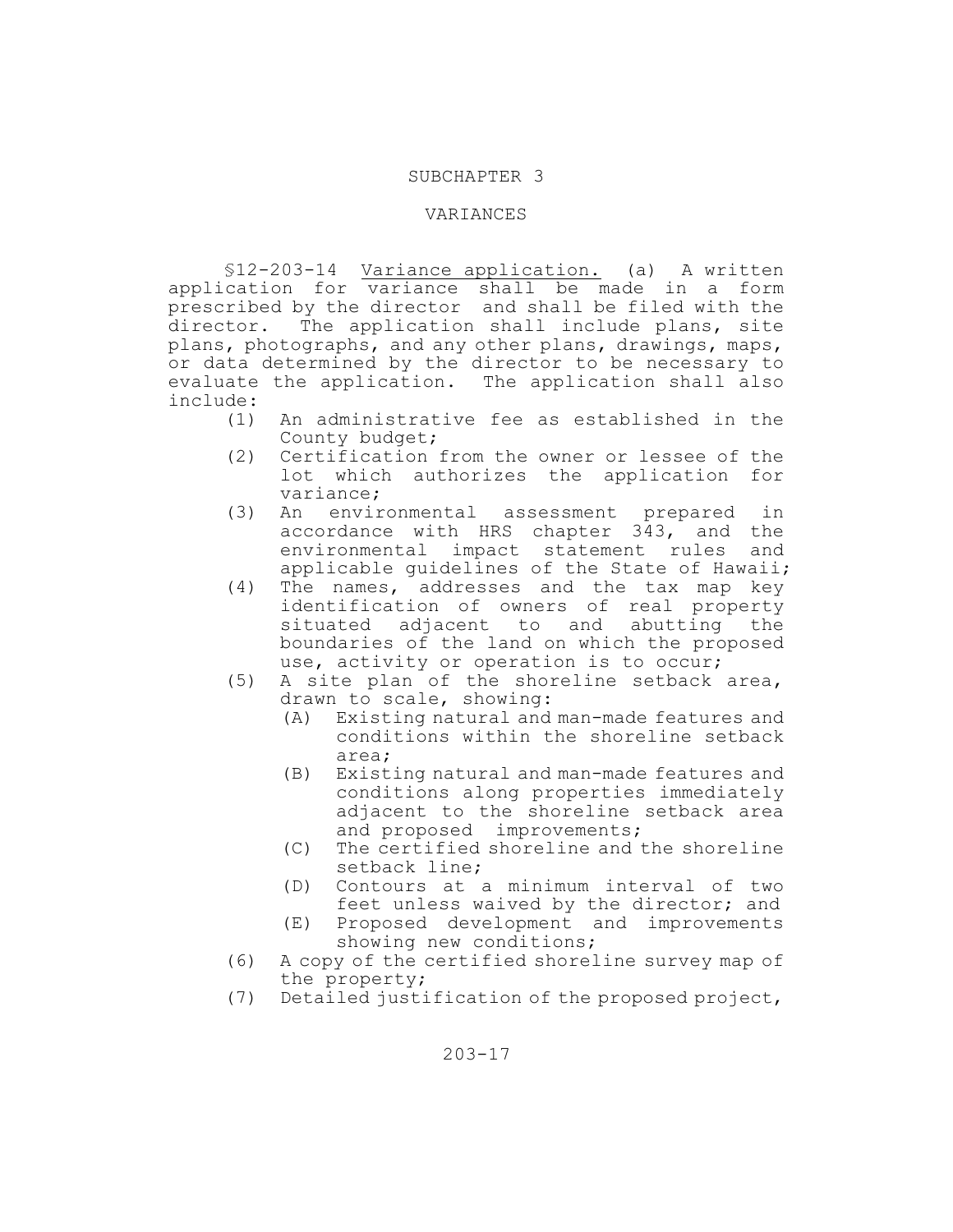## SUBCHAPTER 3

## VARIANCES

§12-203-14 Variance application. (a) A written application for variance shall be made in a form prescribed by the director and shall be filed with the director. The application shall include plans, site plans, photographs, and any other plans, drawings, maps, or data determined by the director to be necessary to evaluate the application. The application shall also include:

(1) An administrative fee as established in the County budget;

(2) Certification from the owner or lessee of the lot which authorizes the application for variance;

(3) An environmental assessment prepared in accordance with HRS chapter 343, and the environmental impact statement rules and applicable guidelines of the State of Hawaii;

(4) The names, addresses and the tax map key identification of owners of real property situated adjacent to and abutting the boundaries of the land on which the proposed use, activity or operation is to occur;

(5) A site plan of the shoreline setback area, drawn to scale, showing:

  (A) Existing natural and man-made features and conditions within the shoreline setback area;

  (B) Existing natural and man-made features and conditions along properties immediately adjacent to the shoreline setback area and proposed improvements;

  (C) The certified shoreline and the shoreline setback line;

  (D) Contours at a minimum interval of two feet unless waived by the director; and

  (E) Proposed development and improvements showing new conditions;

(6) A copy of the certified shoreline survey map of the property;

(7) Detailed justification of the proposed project,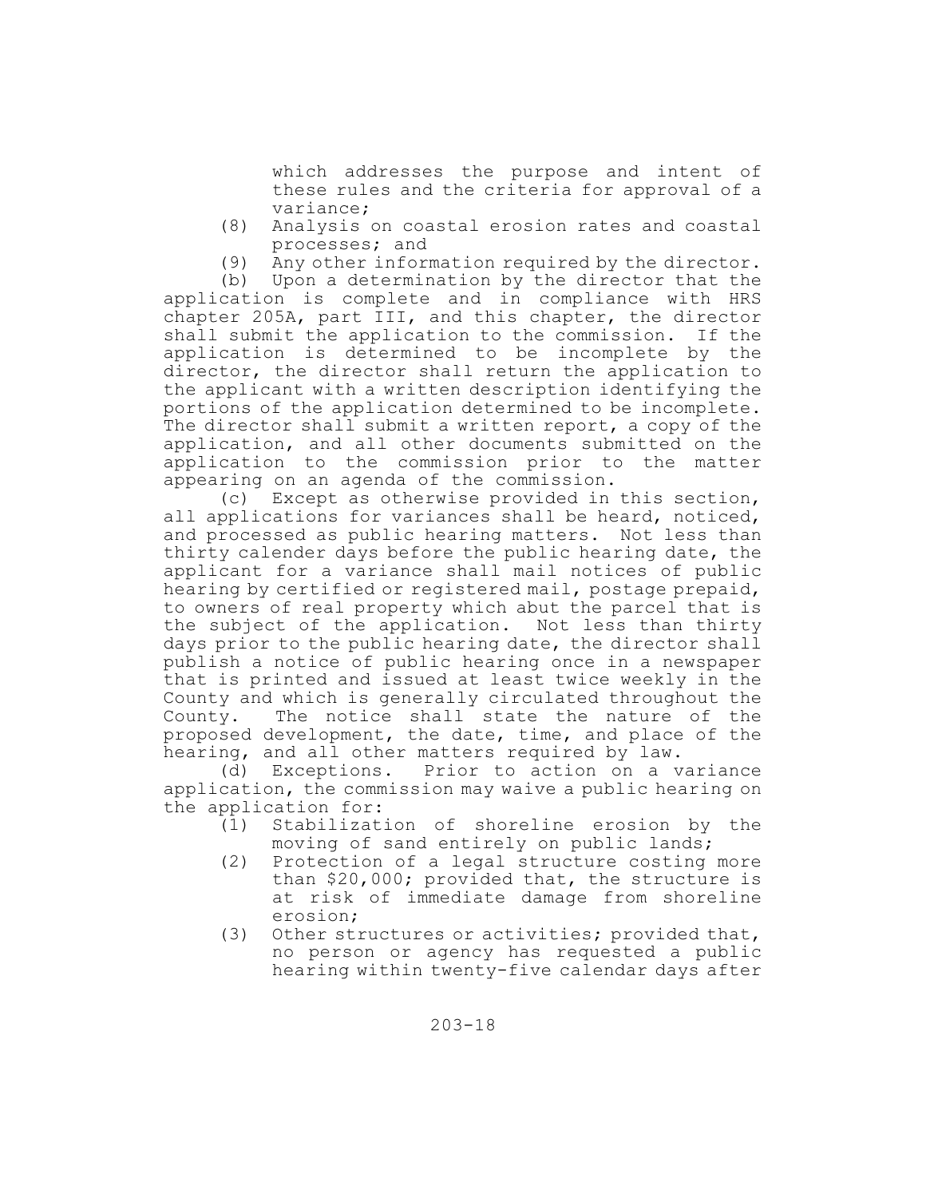which addresses the purpose and intent of these rules and the criteria for approval of a variance;

(8) Analysis on coastal erosion rates and coastal processes; and

(9) Any other information required by the director.

(b) Upon a determination by the director that the application is complete and in compliance with HRS chapter 205A, part III, and this chapter, the director shall submit the application to the commission. If the application is determined to be incomplete by the director, the director shall return the application to the applicant with a written description identifying the portions of the application determined to be incomplete. The director shall submit a written report, a copy of the application, and all other documents submitted on the application to the commission prior to the matter appearing on an agenda of the commission.

(c) Except as otherwise provided in this section, all applications for variances shall be heard, noticed, and processed as public hearing matters. Not less than thirty calender days before the public hearing date, the applicant for a variance shall mail notices of public hearing by certified or registered mail, postage prepaid, to owners of real property which abut the parcel that is the subject of the application. Not less than thirty days prior to the public hearing date, the director shall publish a notice of public hearing once in a newspaper that is printed and issued at least twice weekly in the County and which is generally circulated throughout the County. The notice shall state the nature of the proposed development, the date, time, and place of the hearing, and all other matters required by law.

(d) Exceptions. Prior to action on a variance application, the commission may waive a public hearing on the application for:

(1) Stabilization of shoreline erosion by the moving of sand entirely on public lands;

(2) Protection of a legal structure costing more than $20,000; provided that, the structure is at risk of immediate damage from shoreline erosion;

(3) Other structures or activities; provided that, no person or agency has requested a public hearing within twenty-five calendar days after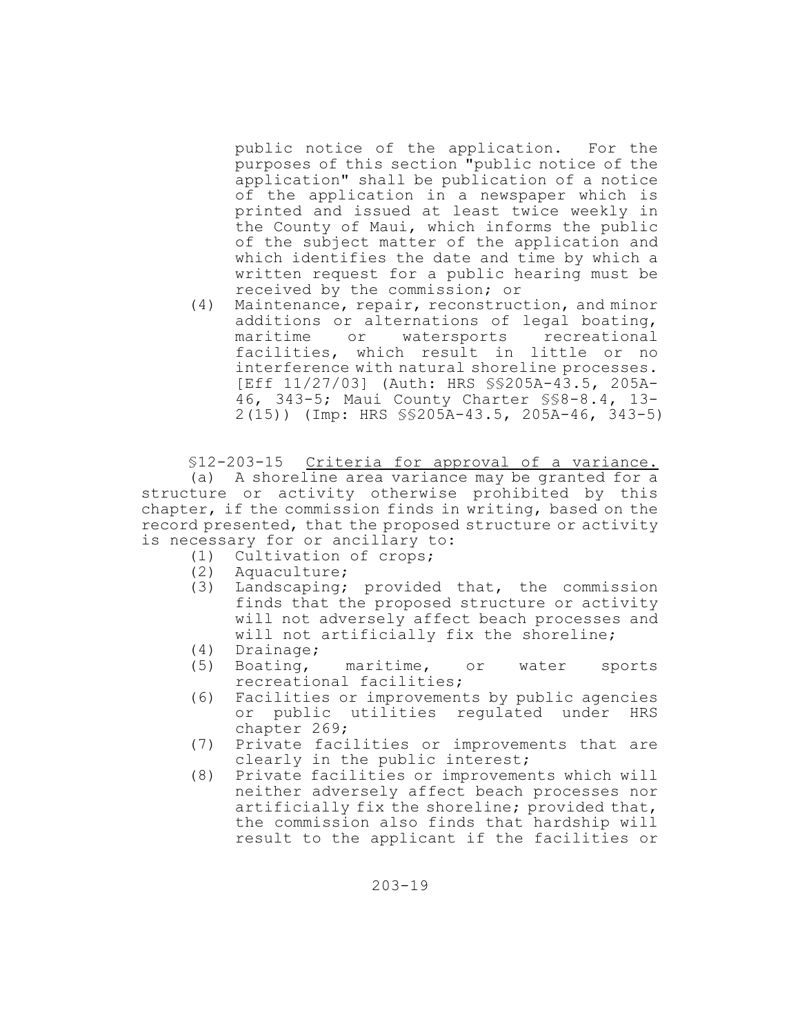public notice of the application. For the purposes of this section "public notice of the application" shall be publication of a notice of the application in a newspaper which is printed and issued at least twice weekly in the County of Maui, which informs the public of the subject matter of the application and which identifies the date and time by which a written request for a public hearing must be received by the commission; or

(4) Maintenance, repair, reconstruction, and minor additions or alternations of legal boating, maritime or watersports recreational facilities, which result in little or no interference with natural shoreline processes. [Eff 11/27/03] (Auth: HRS §§205A-43.5, 205A-46, 343-5; Maui County Charter §§8-8.4, 13-2(15)) (Imp: HRS §§205A-43.5, 205A-46, 343-5)

§12-203-15 Criteria for approval of a variance.

(a) A shoreline area variance may be granted for a structure or activity otherwise prohibited by this chapter, if the commission finds in writing, based on the record presented, that the proposed structure or activity is necessary for or ancillary to:

(1) Cultivation of crops;
(2) Aquaculture;
(3) Landscaping; provided that, the commission finds that the proposed structure or activity will not adversely affect beach processes and will not artificially fix the shoreline;
(4) Drainage;
(5) Boating, maritime, or water sports recreational facilities;
(6) Facilities or improvements by public agencies or public utilities regulated under HRS chapter 269;
(7) Private facilities or improvements that are clearly in the public interest;
(8) Private facilities or improvements which will neither adversely affect beach processes nor artificially fix the shoreline; provided that, the commission also finds that hardship will result to the applicant if the facilities or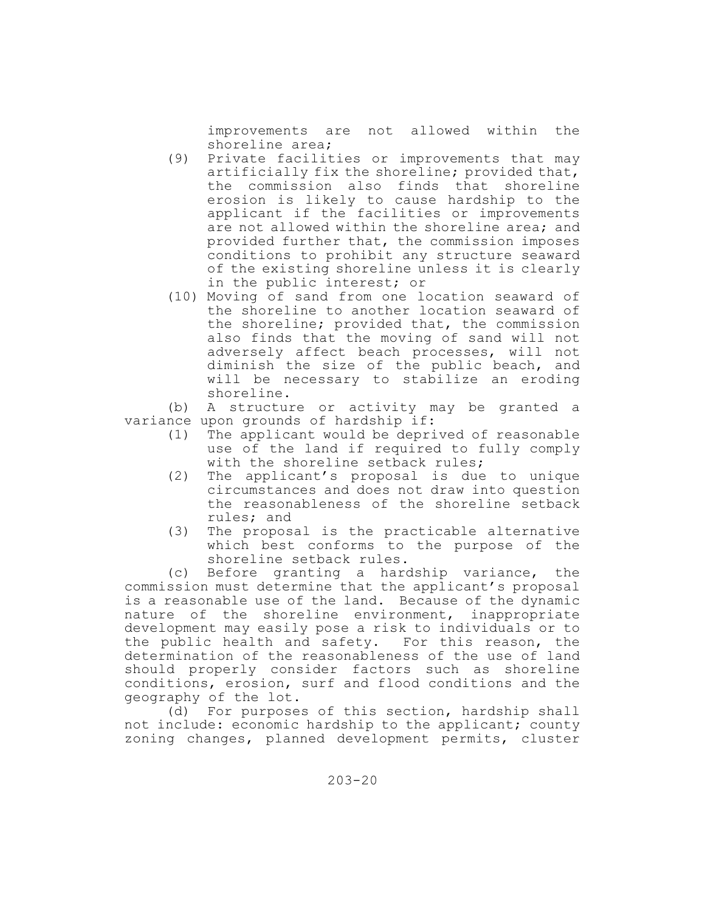improvements are not allowed within the shoreline area;

(9) Private facilities or improvements that may artificially fix the shoreline; provided that, the commission also finds that shoreline erosion is likely to cause hardship to the applicant if the facilities or improvements are not allowed within the shoreline area; and provided further that, the commission imposes conditions to prohibit any structure seaward of the existing shoreline unless it is clearly in the public interest; or

(10) Moving of sand from one location seaward of the shoreline to another location seaward of the shoreline; provided that, the commission also finds that the moving of sand will not adversely affect beach processes, will not diminish the size of the public beach, and will be necessary to stabilize an eroding shoreline.

(b) A structure or activity may be granted a variance upon grounds of hardship if:

(1) The applicant would be deprived of reasonable use of the land if required to fully comply with the shoreline setback rules;

(2) The applicant's proposal is due to unique circumstances and does not draw into question the reasonableness of the shoreline setback rules; and

(3) The proposal is the practicable alternative which best conforms to the purpose of the shoreline setback rules.

(c) Before granting a hardship variance, the commission must determine that the applicant's proposal is a reasonable use of the land. Because of the dynamic nature of the shoreline environment, inappropriate development may easily pose a risk to individuals or to the public health and safety. For this reason, the determination of the reasonableness of the use of land should properly consider factors such as shoreline conditions, erosion, surf and flood conditions and the geography of the lot.

(d) For purposes of this section, hardship shall not include: economic hardship to the applicant; county zoning changes, planned development permits, cluster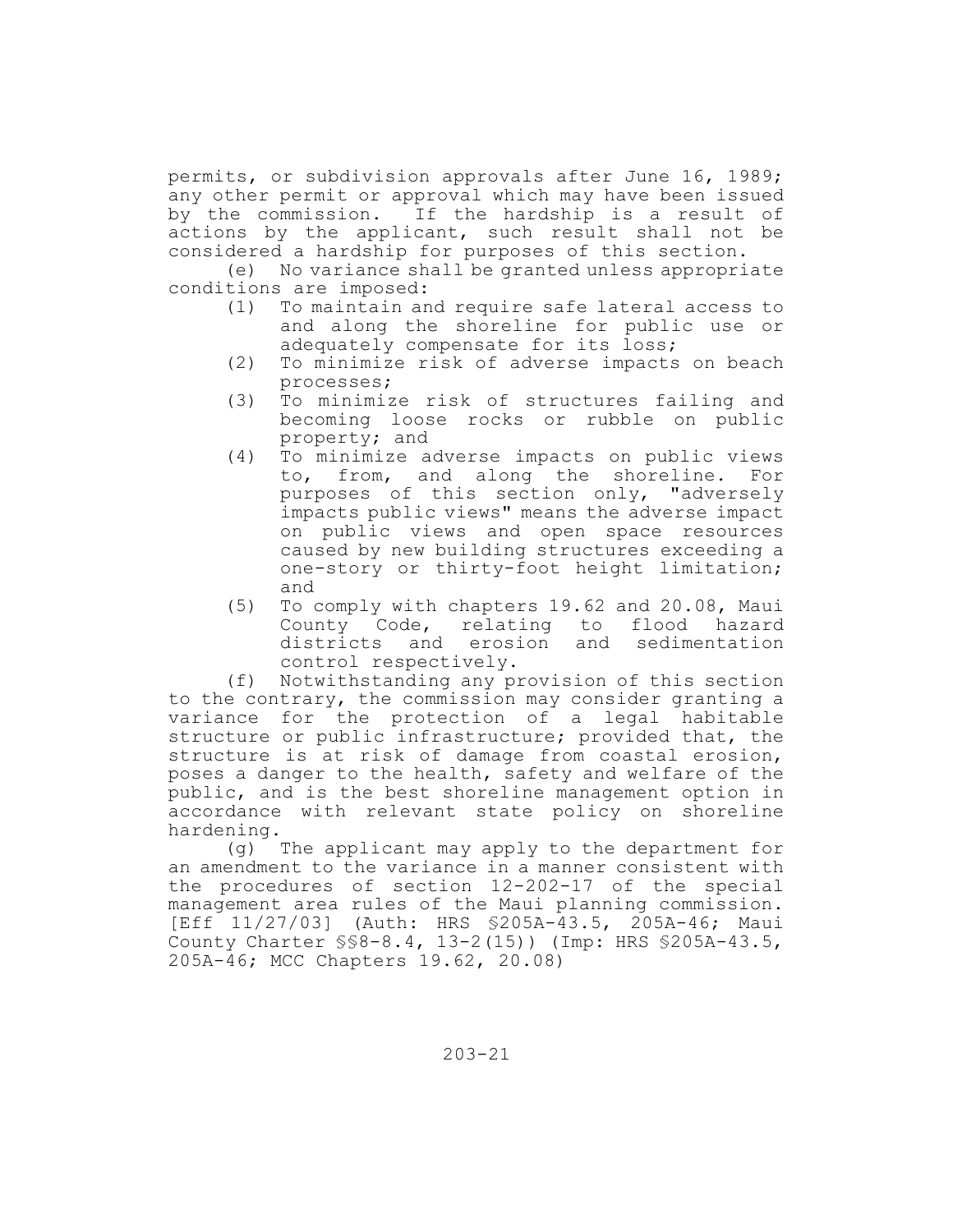permits, or subdivision approvals after June 16, 1989; any other permit or approval which may have been issued by the commission. If the hardship is a result of actions by the applicant, such result shall not be considered a hardship for purposes of this section.

(e) No variance shall be granted unless appropriate conditions are imposed:

(1) To maintain and require safe lateral access to and along the shoreline for public use or adequately compensate for its loss;

(2) To minimize risk of adverse impacts on beach processes;

(3) To minimize risk of structures failing and becoming loose rocks or rubble on public property; and

(4) To minimize adverse impacts on public views to, from, and along the shoreline. For purposes of this section only, "adversely impacts public views" means the adverse impact on public views and open space resources caused by new building structures exceeding a one-story or thirty-foot height limitation; and

(5) To comply with chapters 19.62 and 20.08, Maui County Code, relating to flood hazard districts and erosion and sedimentation control respectively.

(f) Notwithstanding any provision of this section to the contrary, the commission may consider granting a variance for the protection of a legal habitable structure or public infrastructure; provided that, the structure is at risk of damage from coastal erosion, poses a danger to the health, safety and welfare of the public, and is the best shoreline management option in accordance with relevant state policy on shoreline hardening.

(g) The applicant may apply to the department for an amendment to the variance in a manner consistent with the procedures of section 12-202-17 of the special management area rules of the Maui planning commission. [Eff 11/27/03] (Auth: HRS §205A-43.5, 205A-46; Maui County Charter §§8-8.4, 13-2(15)) (Imp: HRS §205A-43.5, 205A-46; MCC Chapters 19.62, 20.08)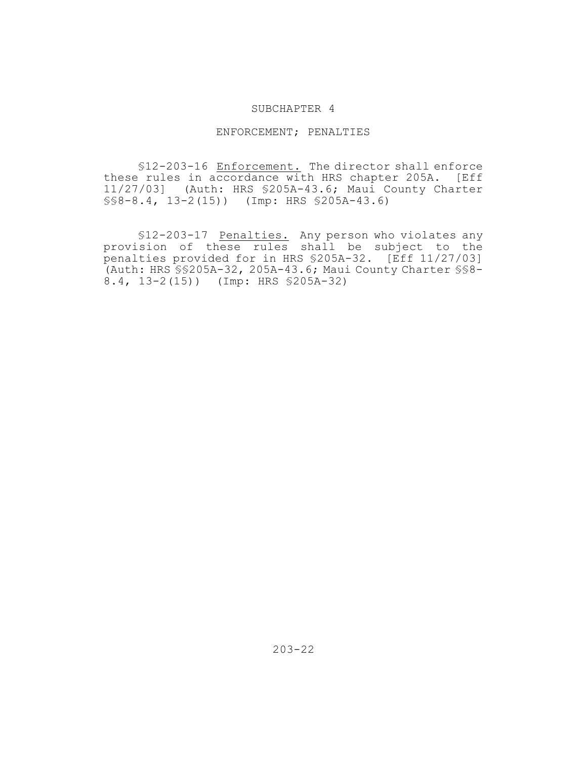## SUBCHAPTER 4

## ENFORCEMENT; PENALTIES

§12-203-16 Enforcement. The director shall enforce these rules in accordance with HRS chapter 205A. [Eff 11/27/03] (Auth: HRS §205A-43.6; Maui County Charter §§8-8.4, 13-2(15)) (Imp: HRS §205A-43.6)

§12-203-17 Penalties. Any person who violates any provision of these rules shall be subject to the penalties provided for in HRS §205A-32. [Eff 11/27/03] (Auth: HRS §§205A-32, 205A-43.6; Maui County Charter §§8-8.4, 13-2(15)) (Imp: HRS §205A-32)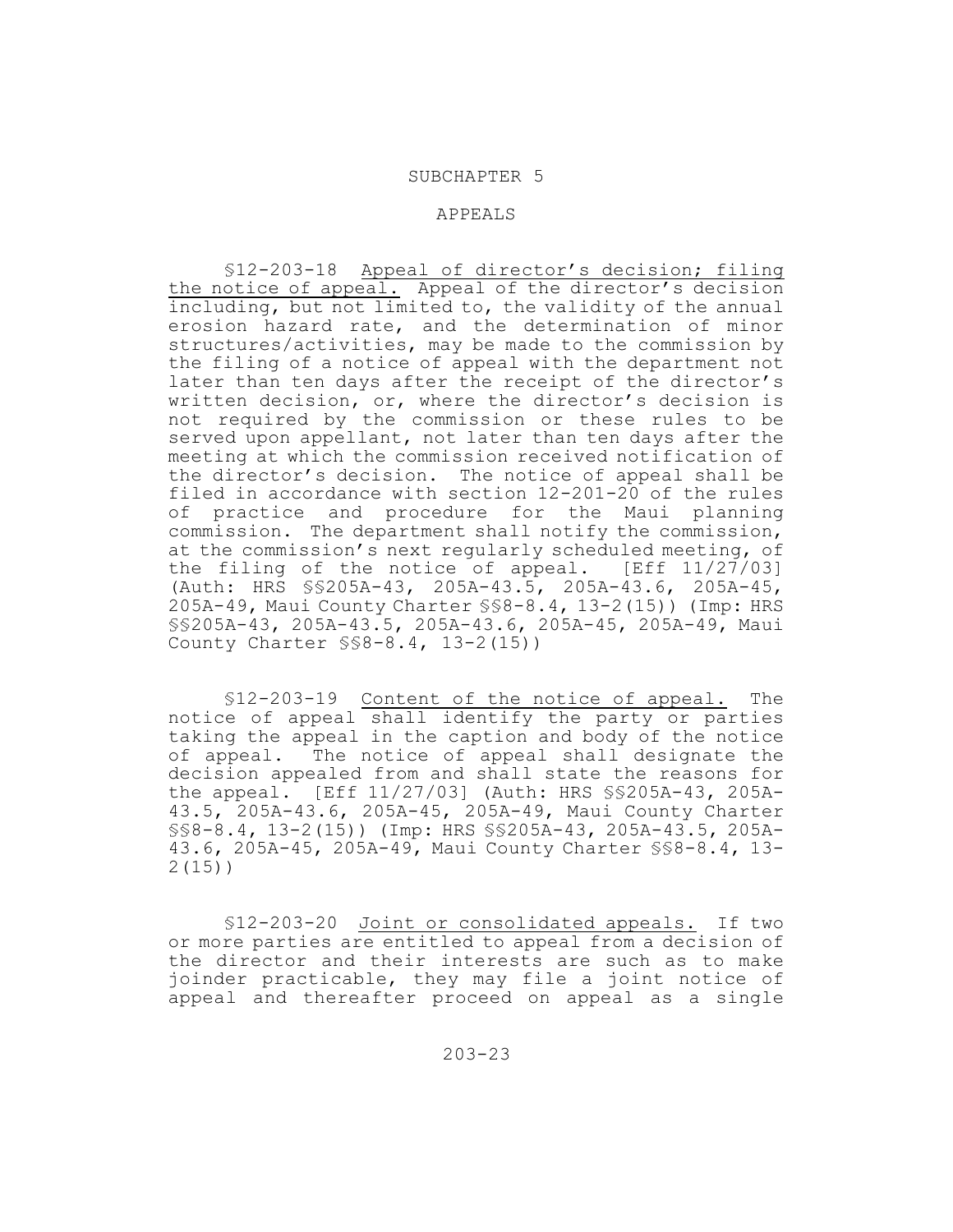## SUBCHAPTER 5

## APPEALS

§12-203-18 Appeal of director's decision; filing the notice of appeal. Appeal of the director's decision including, but not limited to, the validity of the annual erosion hazard rate, and the determination of minor structures/activities, may be made to the commission by the filing of a notice of appeal with the department not later than ten days after the receipt of the director's written decision, or, where the director's decision is not required by the commission or these rules to be served upon appellant, not later than ten days after the meeting at which the commission received notification of the director's decision. The notice of appeal shall be filed in accordance with section 12-201-20 of the rules of practice and procedure for the Maui planning commission. The department shall notify the commission, at the commission's next regularly scheduled meeting, of the filing of the notice of appeal. [Eff 11/27/03] (Auth: HRS §§205A-43, 205A-43.5, 205A-43.6, 205A-45, 205A-49, Maui County Charter §§8-8.4, 13-2(15)) (Imp: HRS §§205A-43, 205A-43.5, 205A-43.6, 205A-45, 205A-49, Maui County Charter §§8-8.4, 13-2(15))

§12-203-19 Content of the notice of appeal. The notice of appeal shall identify the party or parties taking the appeal in the caption and body of the notice of appeal. The notice of appeal shall designate the decision appealed from and shall state the reasons for the appeal. [Eff 11/27/03] (Auth: HRS §§205A-43, 205A-43.5, 205A-43.6, 205A-45, 205A-49, Maui County Charter §§8-8.4, 13-2(15)) (Imp: HRS §§205A-43, 205A-43.5, 205A-43.6, 205A-45, 205A-49, Maui County Charter §§8-8.4, 13-2(15))

§12-203-20 Joint or consolidated appeals. If two or more parties are entitled to appeal from a decision of the director and their interests are such as to make joinder practicable, they may file a joint notice of appeal and thereafter proceed on appeal as a single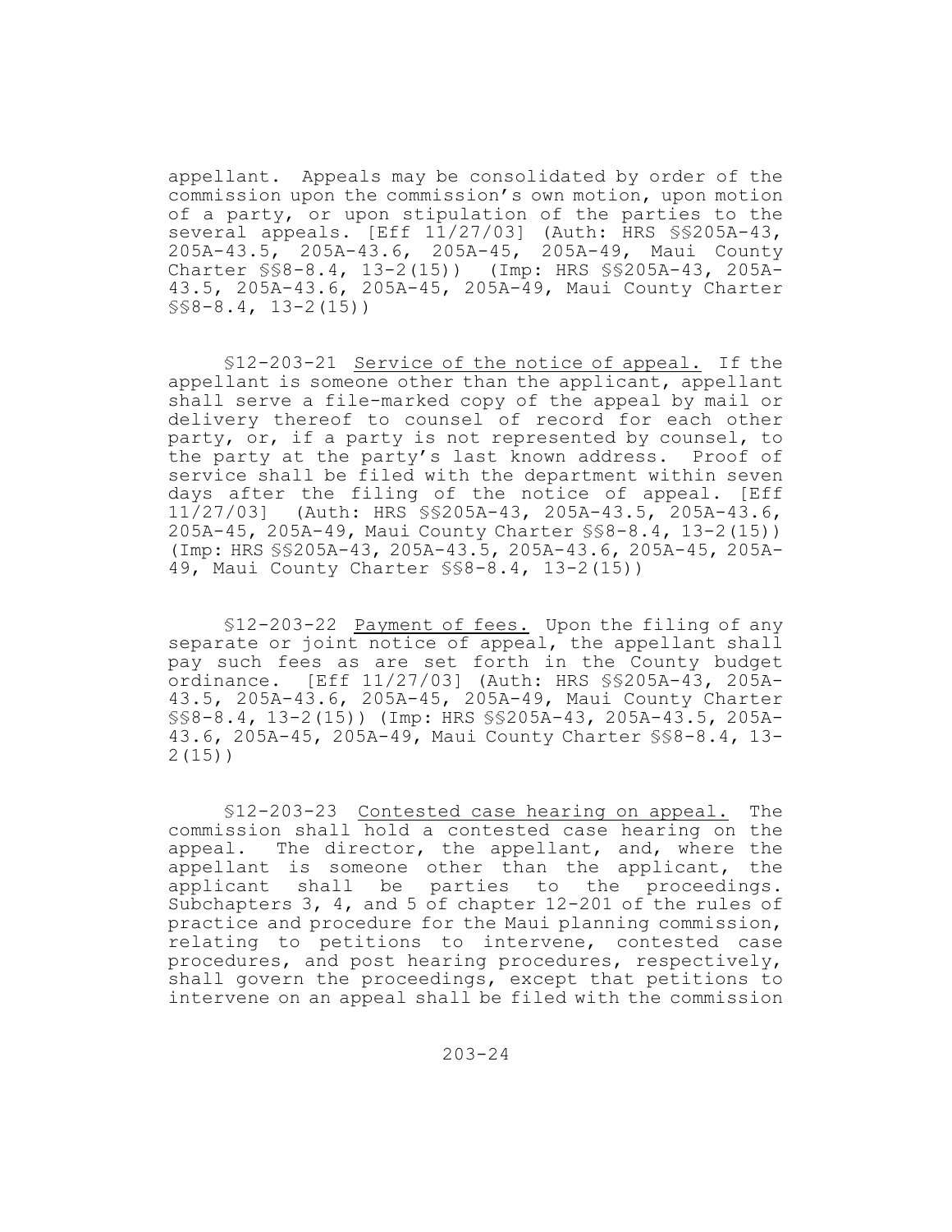appellant. Appeals may be consolidated by order of the commission upon the commission's own motion, upon motion of a party, or upon stipulation of the parties to the several appeals. [Eff 11/27/03] (Auth: HRS §§205A-43, 205A-43.5, 205A-43.6, 205A-45, 205A-49, Maui County Charter §§8-8.4, 13-2(15)) (Imp: HRS §§205A-43, 205A-43.5, 205A-43.6, 205A-45, 205A-49, Maui County Charter §§8-8.4, 13-2(15))

§12-203-21 Service of the notice of appeal. If the appellant is someone other than the applicant, appellant shall serve a file-marked copy of the appeal by mail or delivery thereof to counsel of record for each other party, or, if a party is not represented by counsel, to the party at the party's last known address. Proof of service shall be filed with the department within seven days after the filing of the notice of appeal. [Eff 11/27/03] (Auth: HRS §§205A-43, 205A-43.5, 205A-43.6, 205A-45, 205A-49, Maui County Charter §§8-8.4, 13-2(15)) (Imp: HRS §§205A-43, 205A-43.5, 205A-43.6, 205A-45, 205A-49, Maui County Charter §§8-8.4, 13-2(15))

§12-203-22 Payment of fees. Upon the filing of any separate or joint notice of appeal, the appellant shall pay such fees as are set forth in the County budget ordinance. [Eff 11/27/03] (Auth: HRS §§205A-43, 205A-43.5, 205A-43.6, 205A-45, 205A-49, Maui County Charter §§8-8.4, 13-2(15)) (Imp: HRS §§205A-43, 205A-43.5, 205A-43.6, 205A-45, 205A-49, Maui County Charter §§8-8.4, 13-2(15))

§12-203-23 Contested case hearing on appeal. The commission shall hold a contested case hearing on the appeal. The director, the appellant, and, where the appellant is someone other than the applicant, the applicant shall be parties to the proceedings. Subchapters 3, 4, and 5 of chapter 12-201 of the rules of practice and procedure for the Maui planning commission, relating to petitions to intervene, contested case procedures, and post hearing procedures, respectively, shall govern the proceedings, except that petitions to intervene on an appeal shall be filed with the commission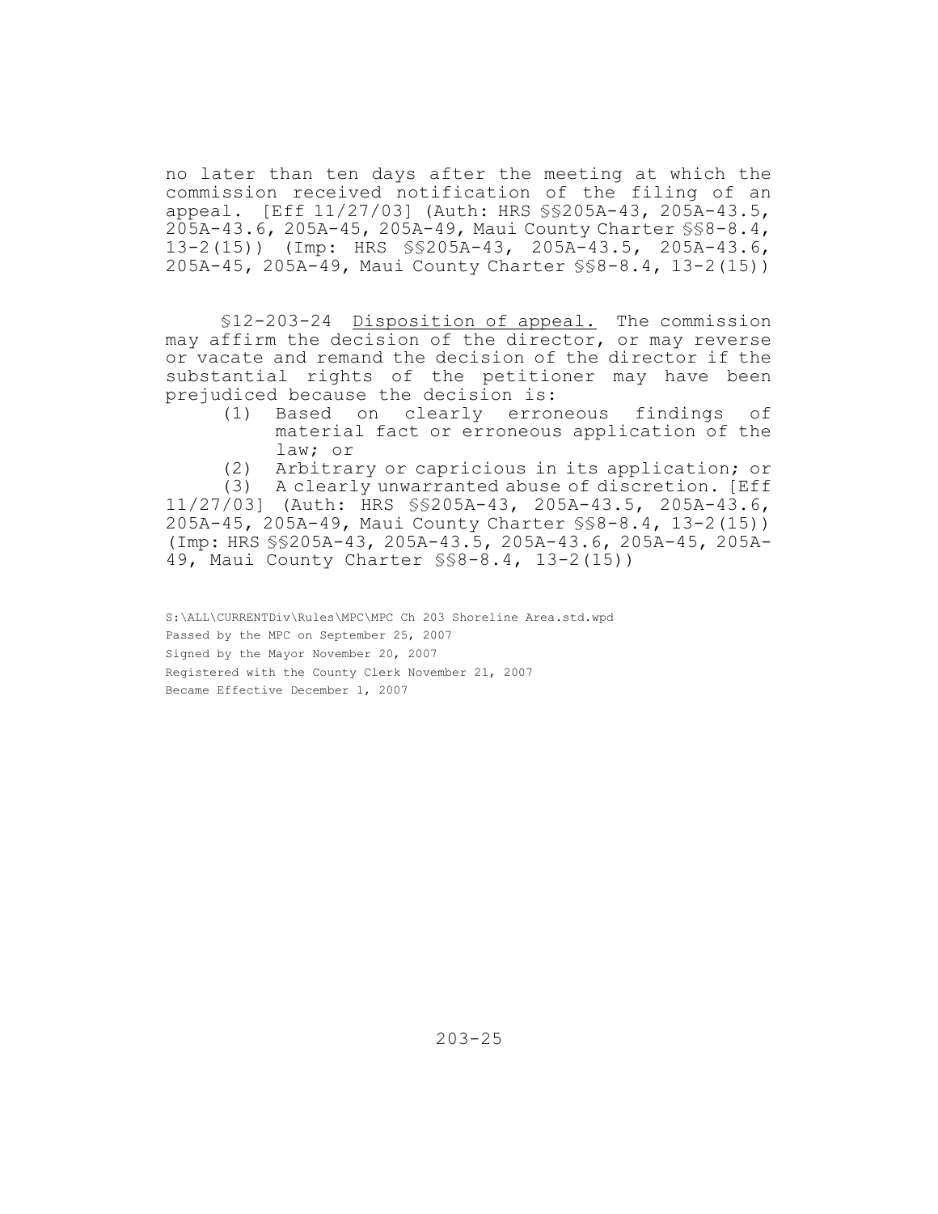no later than ten days after the meeting at which the commission received notification of the filing of an appeal. [Eff 11/27/03] (Auth: HRS §§205A-43, 205A-43.5, 205A-43.6, 205A-45, 205A-49, Maui County Charter §§8-8.4, 13-2(15)) (Imp: HRS §§205A-43, 205A-43.5, 205A-43.6, 205A-45, 205A-49, Maui County Charter §§8-8.4, 13-2(15))

§12-203-24 Disposition of appeal. The commission may affirm the decision of the director, or may reverse or vacate and remand the decision of the director if the substantial rights of the petitioner may have been prejudiced because the decision is:

(1) Based on clearly erroneous findings of material fact or erroneous application of the law; or

(2) Arbitrary or capricious in its application; or

(3) A clearly unwarranted abuse of discretion. [Eff 11/27/03] (Auth: HRS §§205A-43, 205A-43.5, 205A-43.6, 205A-45, 205A-49, Maui County Charter §§8-8.4, 13-2(15)) (Imp: HRS §§205A-43, 205A-43.5, 205A-43.6, 205A-45, 205A-49, Maui County Charter §§8-8.4, 13-2(15))

S:\ALL\CURRENTDiv\Rules\MPC\MPC Ch 203 Shoreline Area.std.wpd
Passed by the MPC on September 25, 2007
Signed by the Mayor November 20, 2007
Registered with the County Clerk November 21, 2007
Became Effective December 1, 2007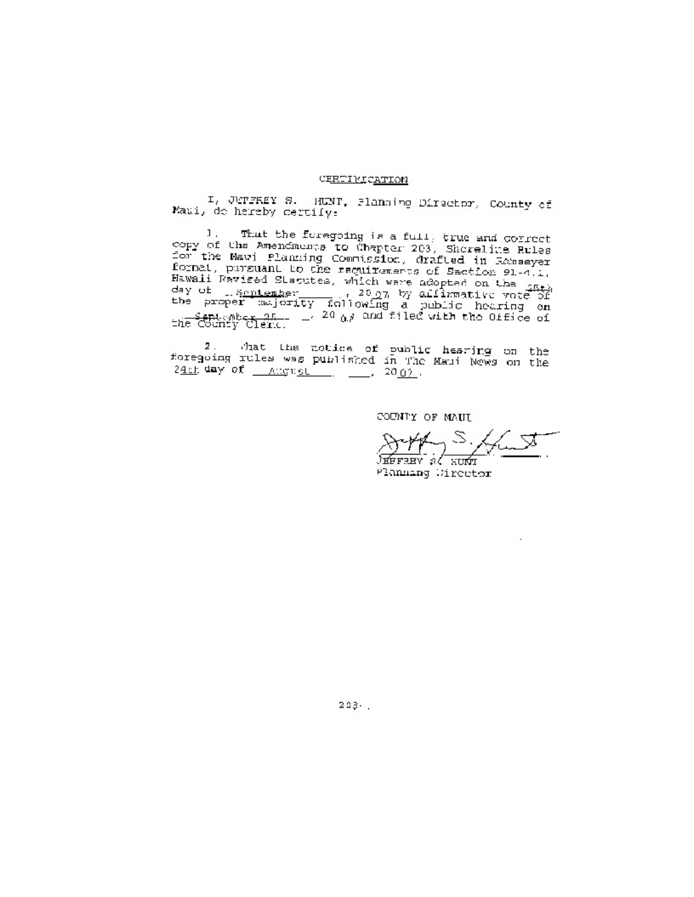CERTIFICATION

I, JEFFREY S. HUNT, Planning Director, County of Maui, do hereby certify:

1. That the foregoing is a full, true and correct copy of the Amendments to Chapter 203, Shoreline Rules for the Maui Planning Commission, drafted in Ramseyer format, pursuant to the requirements of Section 91-4.1, Hawaii Revised Statutes, which were adopted on the 25th day of September, 2007 by affirmative vote of the proper majority following a public hearing on September 25, 2007 and filed with the Office of the County Clerk.

2. That the notice of public hearing on the foregoing rules was published in The Maui News on the 24th day of August, 2007.

COUNTY OF MAUI

JEFFREY S. HUNT
Planning Director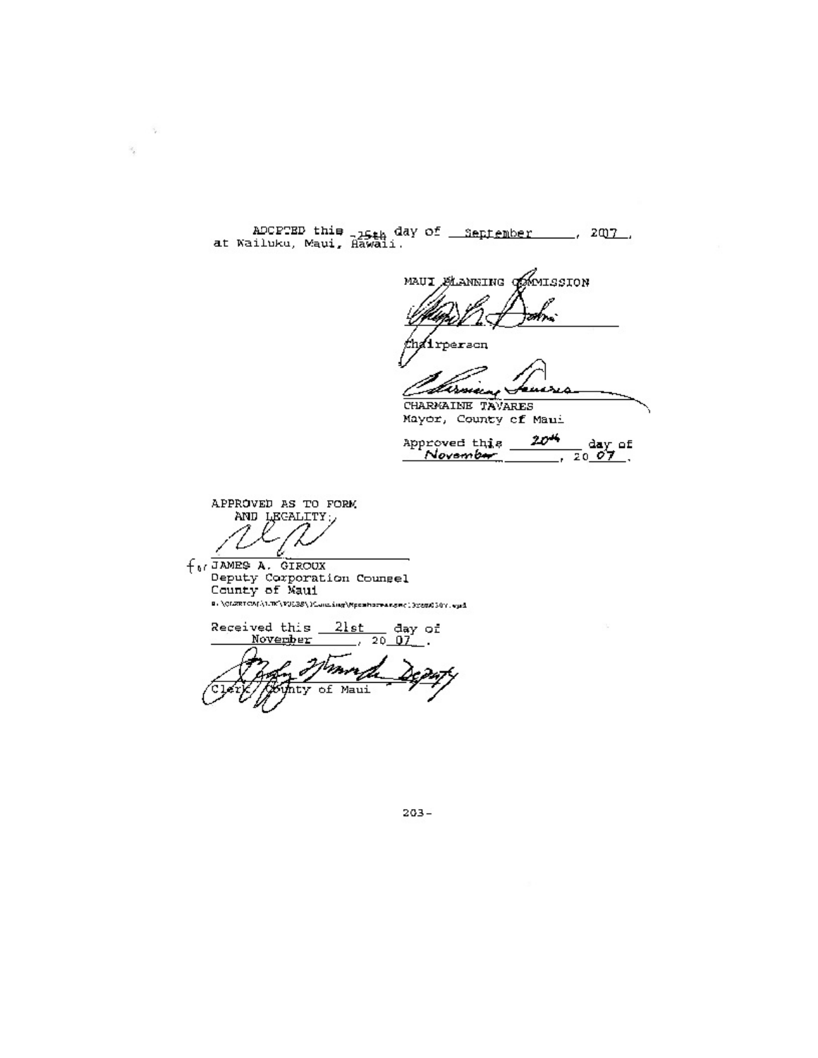ADOPTED this 25th day of September, 2007, at Wailuku, Maui, Hawaii.

MAUI PLANNING COMMISSION

Chairperson

CHARMAINE TAVARES
Mayor, County of Maui

Approved this 20th day of November, 2007.

APPROVED AS TO FORM AND LEGALITY:

for JAMES A. GIROUX
Deputy Corporation Counsel
County of Maui

Received this 21st day of November, 2007.

Clerk, County of Maui Deputy